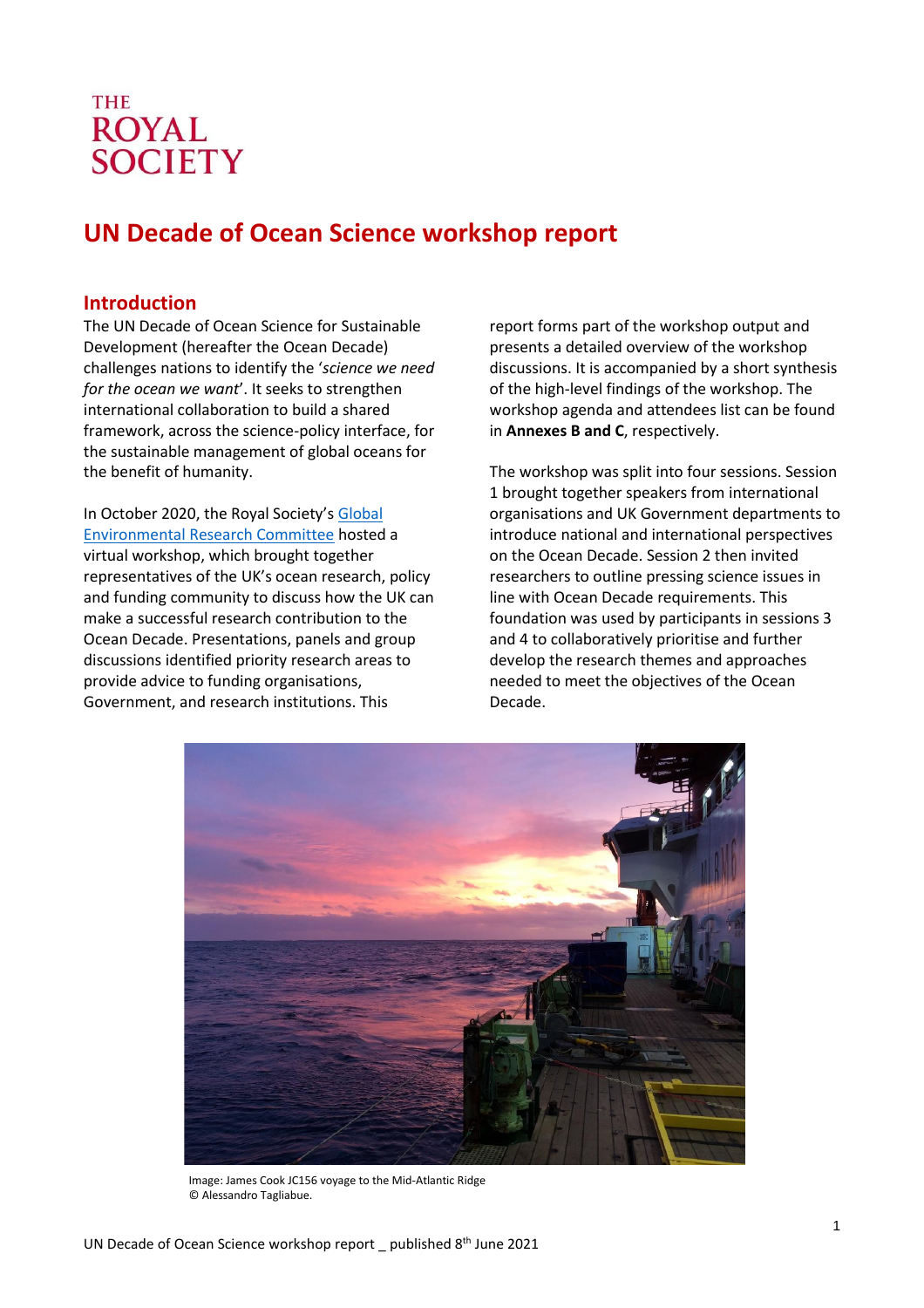THE ROYAL SOCIETY

# UN Decade of Ocean Science workshop report

## Introduction

The UN Decade of Ocean Science for Sustainable Development (hereafter the Ocean Decade) challenges nations to identify the '*science we need for the ocean we want*'. It seeks to strengthen international collaboration to build a shared framework, across the science-policy interface, for the sustainable management of global oceans for the benefit of humanity.

In October 2020, the Royal Society's Global Environmental Research Committee hosted a virtual workshop, which brought together representatives of the UK's ocean research, policy and funding community to discuss how the UK can make a successful research contribution to the Ocean Decade. Presentations, panels and group discussions identified priority research areas to provide advice to funding organisations, Government, and research institutions. This report forms part of the workshop output and presents a detailed overview of the workshop discussions. It is accompanied by a short synthesis of the high-level findings of the workshop. The workshop agenda and attendees list can be found in **Annexes B and C**, respectively.

The workshop was split into four sessions. Session 1 brought together speakers from international organisations and UK Government departments to introduce national and international perspectives on the Ocean Decade. Session 2 then invited researchers to outline pressing science issues in line with Ocean Decade requirements. This foundation was used by participants in sessions 3 and 4 to collaboratively prioritise and further develop the research themes and approaches needed to meet the objectives of the Ocean Decade.

Image: James Cook JC156 voyage to the Mid-Atlantic Ridge
© Alessandro Tagliabue.

UN Decade of Ocean Science workshop report _ published 8th June 2021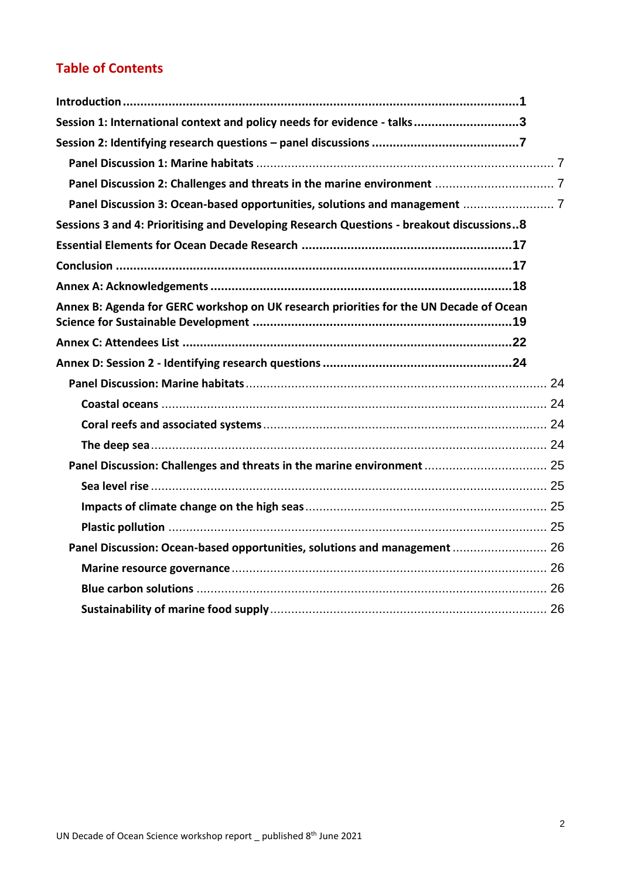## Table of Contents

**Introduction** .......... **1**

**Session 1: International context and policy needs for evidence - talks** .......... **3**

**Session 2: Identifying research questions – panel discussions** .......... **7**

- **Panel Discussion 1: Marine habitats** .......... 7
- **Panel Discussion 2: Challenges and threats in the marine environment** .......... 7
- **Panel Discussion 3: Ocean-based opportunities, solutions and management** .......... 7

**Sessions 3 and 4: Prioritising and Developing Research Questions - breakout discussions** .......... **8**

**Essential Elements for Ocean Decade Research** .......... **17**

**Conclusion** .......... **17**

**Annex A: Acknowledgements** .......... **18**

**Annex B: Agenda for GERC workshop on UK research priorities for the UN Decade of Ocean Science for Sustainable Development** .......... **19**

**Annex C: Attendees List** .......... **22**

**Annex D: Session 2 - Identifying research questions** .......... **24**

- **Panel Discussion: Marine habitats** .......... 24
  - **Coastal oceans** .......... 24
  - **Coral reefs and associated systems** .......... 24
  - **The deep sea** .......... 24
- **Panel Discussion: Challenges and threats in the marine environment** .......... 25
  - **Sea level rise** .......... 25
  - **Impacts of climate change on the high seas** .......... 25
  - **Plastic pollution** .......... 25
- **Panel Discussion: Ocean-based opportunities, solutions and management** .......... 26
  - **Marine resource governance** .......... 26
  - **Blue carbon solutions** .......... 26
  - **Sustainability of marine food supply** .......... 26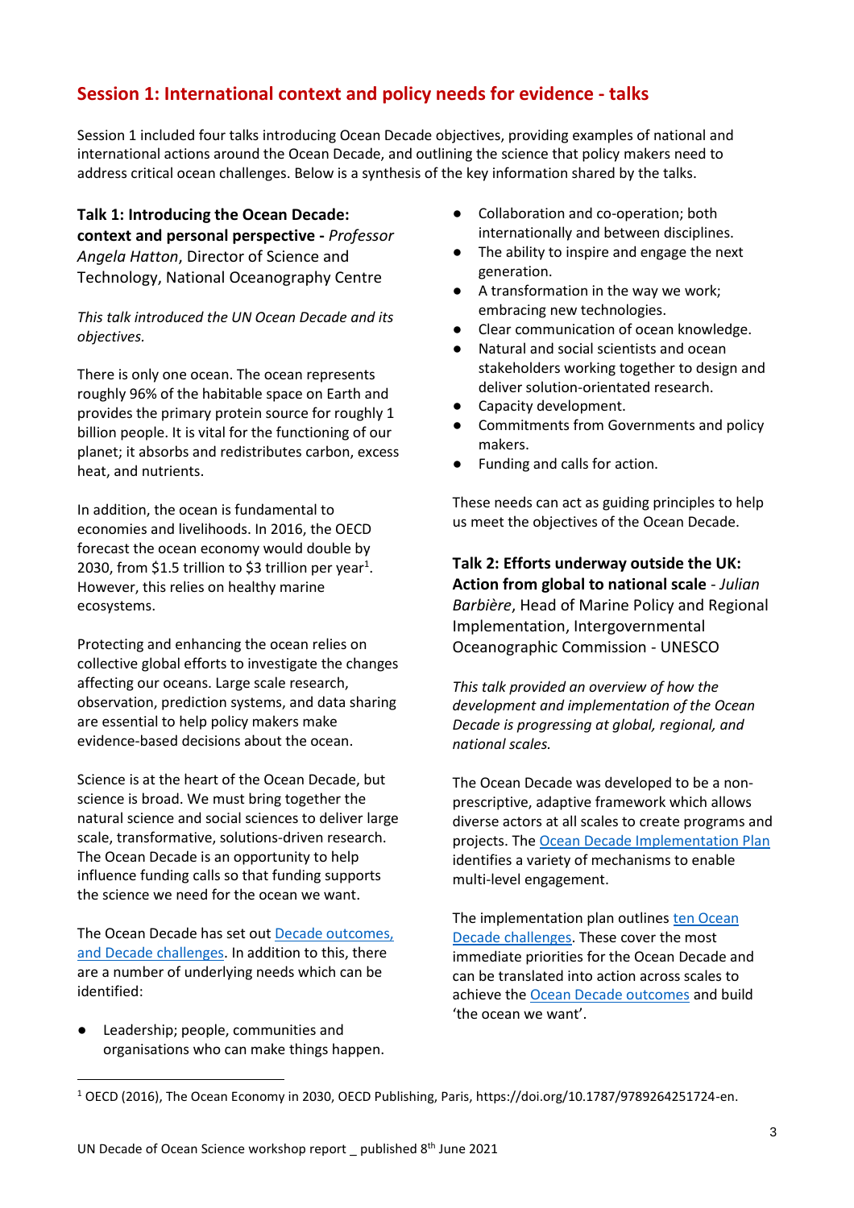## Session 1: International context and policy needs for evidence - talks

Session 1 included four talks introducing Ocean Decade objectives, providing examples of national and international actions around the Ocean Decade, and outlining the science that policy makers need to address critical ocean challenges. Below is a synthesis of the key information shared by the talks.

### Talk 1: Introducing the Ocean Decade: context and personal perspective - *Professor Angela Hatton*, Director of Science and Technology, National Oceanography Centre

*This talk introduced the UN Ocean Decade and its objectives.*

There is only one ocean. The ocean represents roughly 96% of the habitable space on Earth and provides the primary protein source for roughly 1 billion people. It is vital for the functioning of our planet; it absorbs and redistributes carbon, excess heat, and nutrients.

In addition, the ocean is fundamental to economies and livelihoods. In 2016, the OECD forecast the ocean economy would double by 2030, from $1.5 trillion to $3 trillion per year[1]. However, this relies on healthy marine ecosystems.

Protecting and enhancing the ocean relies on collective global efforts to investigate the changes affecting our oceans. Large scale research, observation, prediction systems, and data sharing are essential to help policy makers make evidence-based decisions about the ocean.

Science is at the heart of the Ocean Decade, but science is broad. We must bring together the natural science and social sciences to deliver large scale, transformative, solutions-driven research. The Ocean Decade is an opportunity to help influence funding calls so that funding supports the science we need for the ocean we want.

The Ocean Decade has set out Decade outcomes, and Decade challenges. In addition to this, there are a number of underlying needs which can be identified:

- Leadership; people, communities and organisations who can make things happen.
- Collaboration and co-operation; both internationally and between disciplines.
- The ability to inspire and engage the next generation.
- A transformation in the way we work; embracing new technologies.
- Clear communication of ocean knowledge.
- Natural and social scientists and ocean stakeholders working together to design and deliver solution-orientated research.
- Capacity development.
- Commitments from Governments and policy makers.
- Funding and calls for action.

These needs can act as guiding principles to help us meet the objectives of the Ocean Decade.

### Talk 2: Efforts underway outside the UK: Action from global to national scale - *Julian Barbière*, Head of Marine Policy and Regional Implementation, Intergovernmental Oceanographic Commission - UNESCO

*This talk provided an overview of how the development and implementation of the Ocean Decade is progressing at global, regional, and national scales.*

The Ocean Decade was developed to be a non-prescriptive, adaptive framework which allows diverse actors at all scales to create programs and projects. The Ocean Decade Implementation Plan identifies a variety of mechanisms to enable multi-level engagement.

The implementation plan outlines ten Ocean Decade challenges. These cover the most immediate priorities for the Ocean Decade and can be translated into action across scales to achieve the Ocean Decade outcomes and build 'the ocean we want'.

[1] OECD (2016), The Ocean Economy in 2030, OECD Publishing, Paris, https://doi.org/10.1787/9789264251724-en.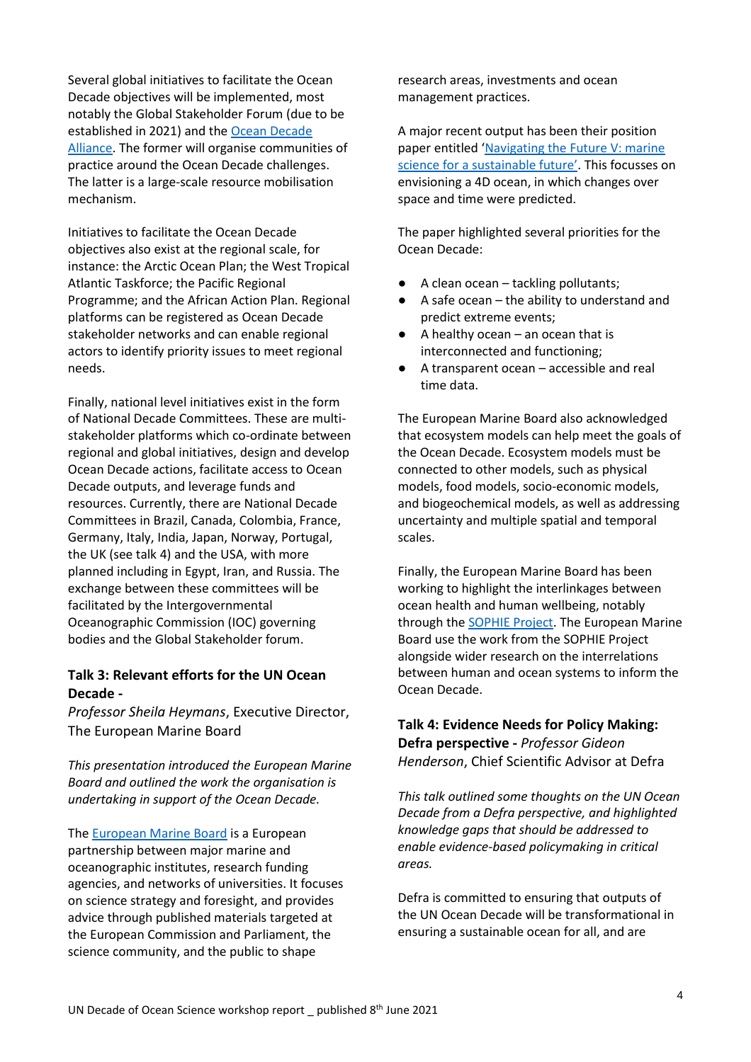Several global initiatives to facilitate the Ocean Decade objectives will be implemented, most notably the Global Stakeholder Forum (due to be established in 2021) and the [Ocean Decade Alliance](). The former will organise communities of practice around the Ocean Decade challenges. The latter is a large-scale resource mobilisation mechanism.

Initiatives to facilitate the Ocean Decade objectives also exist at the regional scale, for instance: the Arctic Ocean Plan; the West Tropical Atlantic Taskforce; the Pacific Regional Programme; and the African Action Plan. Regional platforms can be registered as Ocean Decade stakeholder networks and can enable regional actors to identify priority issues to meet regional needs.

Finally, national level initiatives exist in the form of National Decade Committees. These are multi-stakeholder platforms which co-ordinate between regional and global initiatives, design and develop Ocean Decade actions, facilitate access to Ocean Decade outputs, and leverage funds and resources. Currently, there are National Decade Committees in Brazil, Canada, Colombia, France, Germany, Italy, India, Japan, Norway, Portugal, the UK (see talk 4) and the USA, with more planned including in Egypt, Iran, and Russia. The exchange between these committees will be facilitated by the Intergovernmental Oceanographic Commission (IOC) governing bodies and the Global Stakeholder forum.

### Talk 3: Relevant efforts for the UN Ocean Decade - *Professor Sheila Heymans*, Executive Director, The European Marine Board

*This presentation introduced the European Marine Board and outlined the work the organisation is undertaking in support of the Ocean Decade.*

The [European Marine Board]() is a European partnership between major marine and oceanographic institutes, research funding agencies, and networks of universities. It focuses on science strategy and foresight, and provides advice through published materials targeted at the European Commission and Parliament, the science community, and the public to shape research areas, investments and ocean management practices.

A major recent output has been their position paper entitled '[Navigating the Future V: marine science for a sustainable future]()'. This focusses on envisioning a 4D ocean, in which changes over space and time were predicted.

The paper highlighted several priorities for the Ocean Decade:

- A clean ocean – tackling pollutants;
- A safe ocean – the ability to understand and predict extreme events;
- A healthy ocean – an ocean that is interconnected and functioning;
- A transparent ocean – accessible and real time data.

The European Marine Board also acknowledged that ecosystem models can help meet the goals of the Ocean Decade. Ecosystem models must be connected to other models, such as physical models, food models, socio-economic models, and biogeochemical models, as well as addressing uncertainty and multiple spatial and temporal scales.

Finally, the European Marine Board has been working to highlight the interlinkages between ocean health and human wellbeing, notably through the [SOPHIE Project](). The European Marine Board use the work from the SOPHIE Project alongside wider research on the interrelations between human and ocean systems to inform the Ocean Decade.

### Talk 4: Evidence Needs for Policy Making: Defra perspective - *Professor Gideon Henderson*, Chief Scientific Advisor at Defra

*This talk outlined some thoughts on the UN Ocean Decade from a Defra perspective, and highlighted knowledge gaps that should be addressed to enable evidence-based policymaking in critical areas.*

Defra is committed to ensuring that outputs of the UN Ocean Decade will be transformational in ensuring a sustainable ocean for all, and are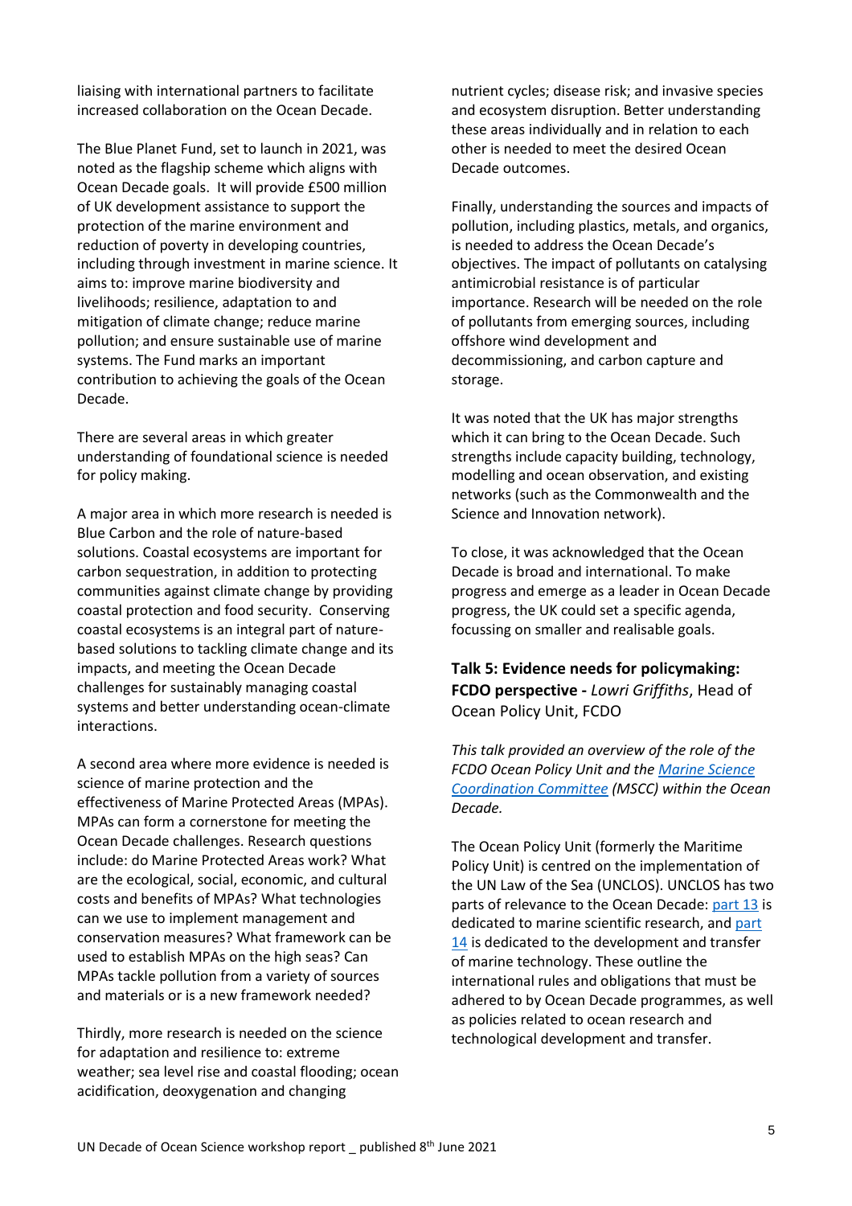liaising with international partners to facilitate increased collaboration on the Ocean Decade.

The Blue Planet Fund, set to launch in 2021, was noted as the flagship scheme which aligns with Ocean Decade goals. It will provide £500 million of UK development assistance to support the protection of the marine environment and reduction of poverty in developing countries, including through investment in marine science. It aims to: improve marine biodiversity and livelihoods; resilience, adaptation to and mitigation of climate change; reduce marine pollution; and ensure sustainable use of marine systems. The Fund marks an important contribution to achieving the goals of the Ocean Decade.

There are several areas in which greater understanding of foundational science is needed for policy making.

A major area in which more research is needed is Blue Carbon and the role of nature-based solutions. Coastal ecosystems are important for carbon sequestration, in addition to protecting communities against climate change by providing coastal protection and food security. Conserving coastal ecosystems is an integral part of nature-based solutions to tackling climate change and its impacts, and meeting the Ocean Decade challenges for sustainably managing coastal systems and better understanding ocean-climate interactions.

A second area where more evidence is needed is science of marine protection and the effectiveness of Marine Protected Areas (MPAs). MPAs can form a cornerstone for meeting the Ocean Decade challenges. Research questions include: do Marine Protected Areas work? What are the ecological, social, economic, and cultural costs and benefits of MPAs? What technologies can we use to implement management and conservation measures? What framework can be used to establish MPAs on the high seas? Can MPAs tackle pollution from a variety of sources and materials or is a new framework needed?

Thirdly, more research is needed on the science for adaptation and resilience to: extreme weather; sea level rise and coastal flooding; ocean acidification, deoxygenation and changing nutrient cycles; disease risk; and invasive species and ecosystem disruption. Better understanding these areas individually and in relation to each other is needed to meet the desired Ocean Decade outcomes.

Finally, understanding the sources and impacts of pollution, including plastics, metals, and organics, is needed to address the Ocean Decade's objectives. The impact of pollutants on catalysing antimicrobial resistance is of particular importance. Research will be needed on the role of pollutants from emerging sources, including offshore wind development and decommissioning, and carbon capture and storage.

It was noted that the UK has major strengths which it can bring to the Ocean Decade. Such strengths include capacity building, technology, modelling and ocean observation, and existing networks (such as the Commonwealth and the Science and Innovation network).

To close, it was acknowledged that the Ocean Decade is broad and international. To make progress and emerge as a leader in Ocean Decade progress, the UK could set a specific agenda, focussing on smaller and realisable goals.

### **Talk 5: Evidence needs for policymaking: FCDO perspective -** *Lowri Griffiths*, Head of Ocean Policy Unit, FCDO

*This talk provided an overview of the role of the FCDO Ocean Policy Unit and the Marine Science Coordination Committee (MSCC) within the Ocean Decade.*

The Ocean Policy Unit (formerly the Maritime Policy Unit) is centred on the implementation of the UN Law of the Sea (UNCLOS). UNCLOS has two parts of relevance to the Ocean Decade: part 13 is dedicated to marine scientific research, and part 14 is dedicated to the development and transfer of marine technology. These outline the international rules and obligations that must be adhered to by Ocean Decade programmes, as well as policies related to ocean research and technological development and transfer.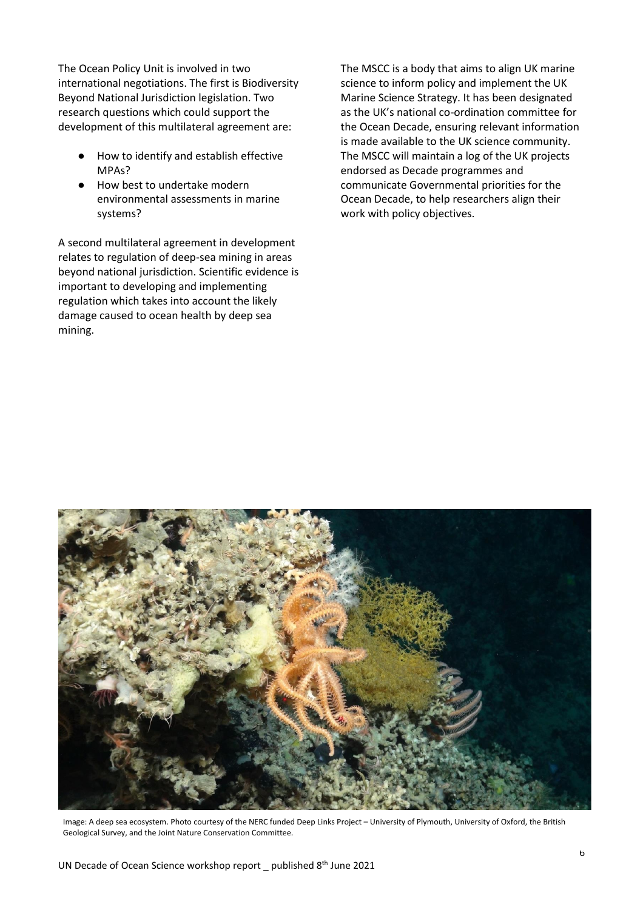The Ocean Policy Unit is involved in two international negotiations. The first is Biodiversity Beyond National Jurisdiction legislation. Two research questions which could support the development of this multilateral agreement are:

- How to identify and establish effective MPAs?
- How best to undertake modern environmental assessments in marine systems?

A second multilateral agreement in development relates to regulation of deep-sea mining in areas beyond national jurisdiction. Scientific evidence is important to developing and implementing regulation which takes into account the likely damage caused to ocean health by deep sea mining.

The MSCC is a body that aims to align UK marine science to inform policy and implement the UK Marine Science Strategy. It has been designated as the UK's national co-ordination committee for the Ocean Decade, ensuring relevant information is made available to the UK science community. The MSCC will maintain a log of the UK projects endorsed as Decade programmes and communicate Governmental priorities for the Ocean Decade, to help researchers align their work with policy objectives.

Image: A deep sea ecosystem. Photo courtesy of the NERC funded Deep Links Project – University of Plymouth, University of Oxford, the British Geological Survey, and the Joint Nature Conservation Committee.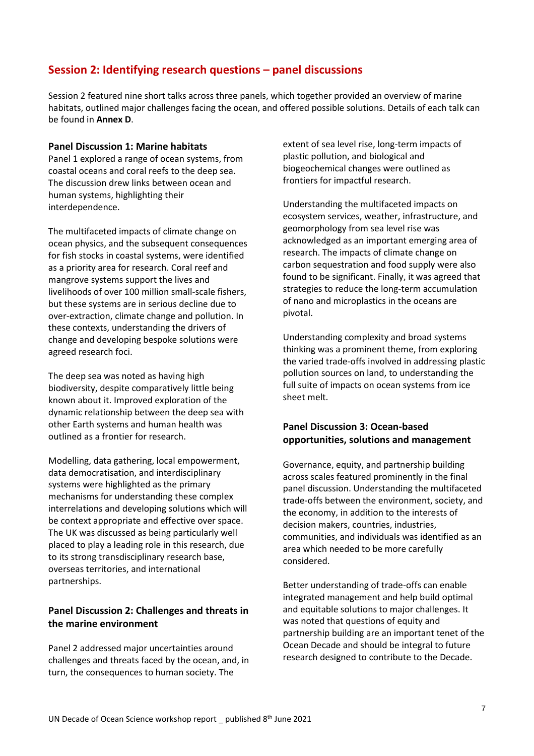## Session 2: Identifying research questions – panel discussions

Session 2 featured nine short talks across three panels, which together provided an overview of marine habitats, outlined major challenges facing the ocean, and offered possible solutions. Details of each talk can be found in **Annex D**.

### Panel Discussion 1: Marine habitats

Panel 1 explored a range of ocean systems, from coastal oceans and coral reefs to the deep sea. The discussion drew links between ocean and human systems, highlighting their interdependence.

The multifaceted impacts of climate change on ocean physics, and the subsequent consequences for fish stocks in coastal systems, were identified as a priority area for research. Coral reef and mangrove systems support the lives and livelihoods of over 100 million small-scale fishers, but these systems are in serious decline due to over-extraction, climate change and pollution. In these contexts, understanding the drivers of change and developing bespoke solutions were agreed research foci.

The deep sea was noted as having high biodiversity, despite comparatively little being known about it. Improved exploration of the dynamic relationship between the deep sea with other Earth systems and human health was outlined as a frontier for research.

Modelling, data gathering, local empowerment, data democratisation, and interdisciplinary systems were highlighted as the primary mechanisms for understanding these complex interrelations and developing solutions which will be context appropriate and effective over space. The UK was discussed as being particularly well placed to play a leading role in this research, due to its strong transdisciplinary research base, overseas territories, and international partnerships.

### Panel Discussion 2: Challenges and threats in the marine environment

Panel 2 addressed major uncertainties around challenges and threats faced by the ocean, and, in turn, the consequences to human society. The extent of sea level rise, long-term impacts of plastic pollution, and biological and biogeochemical changes were outlined as frontiers for impactful research.

Understanding the multifaceted impacts on ecosystem services, weather, infrastructure, and geomorphology from sea level rise was acknowledged as an important emerging area of research. The impacts of climate change on carbon sequestration and food supply were also found to be significant. Finally, it was agreed that strategies to reduce the long-term accumulation of nano and microplastics in the oceans are pivotal.

Understanding complexity and broad systems thinking was a prominent theme, from exploring the varied trade-offs involved in addressing plastic pollution sources on land, to understanding the full suite of impacts on ocean systems from ice sheet melt.

### Panel Discussion 3: Ocean-based opportunities, solutions and management

Governance, equity, and partnership building across scales featured prominently in the final panel discussion. Understanding the multifaceted trade-offs between the environment, society, and the economy, in addition to the interests of decision makers, countries, industries, communities, and individuals was identified as an area which needed to be more carefully considered.

Better understanding of trade-offs can enable integrated management and help build optimal and equitable solutions to major challenges. It was noted that questions of equity and partnership building are an important tenet of the Ocean Decade and should be integral to future research designed to contribute to the Decade.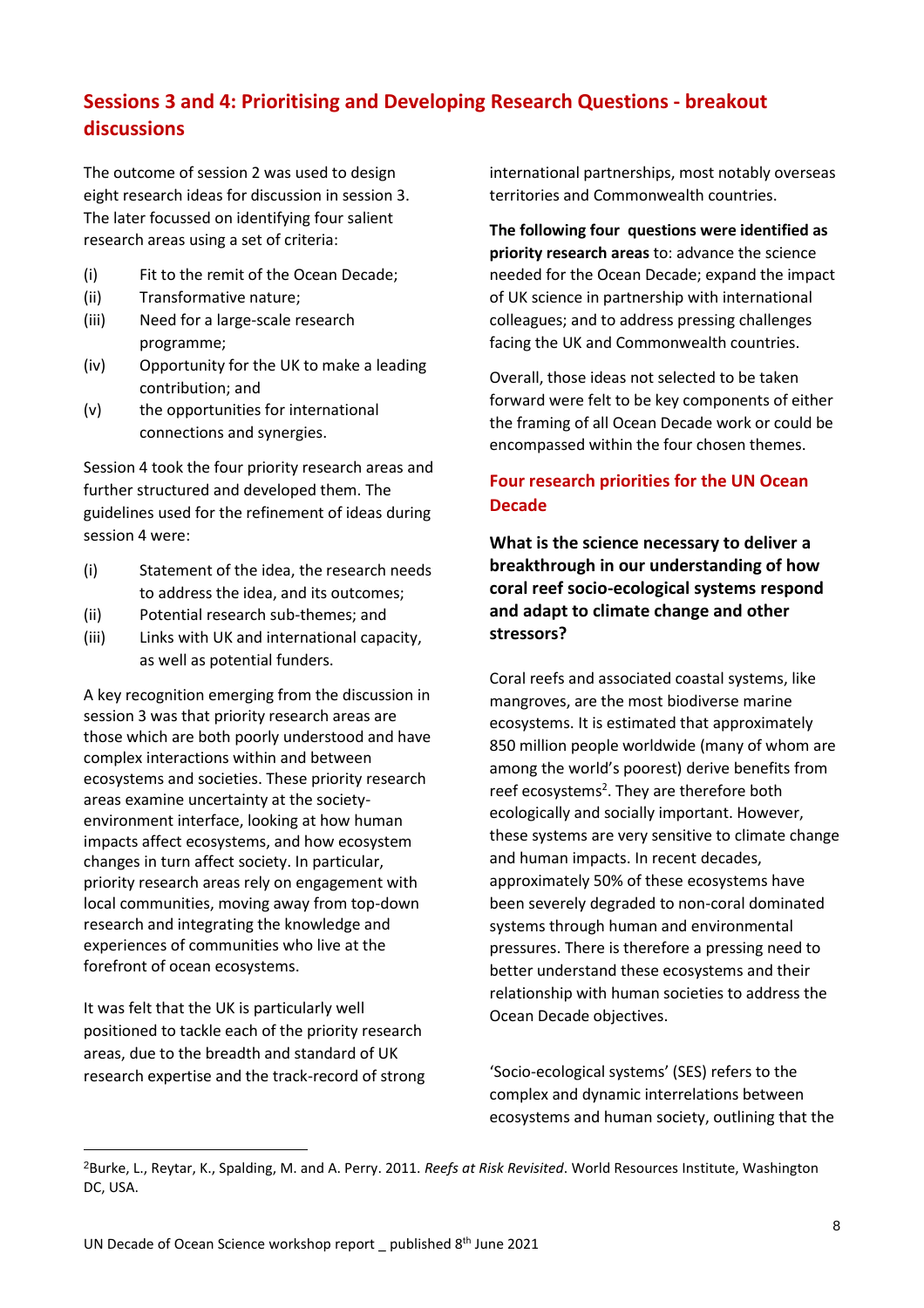## Sessions 3 and 4: Prioritising and Developing Research Questions - breakout discussions

The outcome of session 2 was used to design eight research ideas for discussion in session 3. The later focussed on identifying four salient research areas using a set of criteria:

(i) Fit to the remit of the Ocean Decade;
(ii) Transformative nature;
(iii) Need for a large-scale research programme;
(iv) Opportunity for the UK to make a leading contribution; and
(v) the opportunities for international connections and synergies.

Session 4 took the four priority research areas and further structured and developed them. The guidelines used for the refinement of ideas during session 4 were:

(i) Statement of the idea, the research needs to address the idea, and its outcomes;
(ii) Potential research sub-themes; and
(iii) Links with UK and international capacity, as well as potential funders.

A key recognition emerging from the discussion in session 3 was that priority research areas are those which are both poorly understood and have complex interactions within and between ecosystems and societies. These priority research areas examine uncertainty at the society-environment interface, looking at how human impacts affect ecosystems, and how ecosystem changes in turn affect society. In particular, priority research areas rely on engagement with local communities, moving away from top-down research and integrating the knowledge and experiences of communities who live at the forefront of ocean ecosystems.

It was felt that the UK is particularly well positioned to tackle each of the priority research areas, due to the breadth and standard of UK research expertise and the track-record of strong international partnerships, most notably overseas territories and Commonwealth countries.

**The following four questions were identified as priority research areas** to: advance the science needed for the Ocean Decade; expand the impact of UK science in partnership with international colleagues; and to address pressing challenges facing the UK and Commonwealth countries.

Overall, those ideas not selected to be taken forward were felt to be key components of either the framing of all Ocean Decade work or could be encompassed within the four chosen themes.

### Four research priorities for the UN Ocean Decade

**What is the science necessary to deliver a breakthrough in our understanding of how coral reef socio-ecological systems respond and adapt to climate change and other stressors?**

Coral reefs and associated coastal systems, like mangroves, are the most biodiverse marine ecosystems. It is estimated that approximately 850 million people worldwide (many of whom are among the world's poorest) derive benefits from reef ecosystems[2]. They are therefore both ecologically and socially important. However, these systems are very sensitive to climate change and human impacts. In recent decades, approximately 50% of these ecosystems have been severely degraded to non-coral dominated systems through human and environmental pressures. There is therefore a pressing need to better understand these ecosystems and their relationship with human societies to address the Ocean Decade objectives.

'Socio-ecological systems' (SES) refers to the complex and dynamic interrelations between ecosystems and human society, outlining that the

---

[2] Burke, L., Reytar, K., Spalding, M. and A. Perry. 2011. *Reefs at Risk Revisited*. World Resources Institute, Washington DC, USA.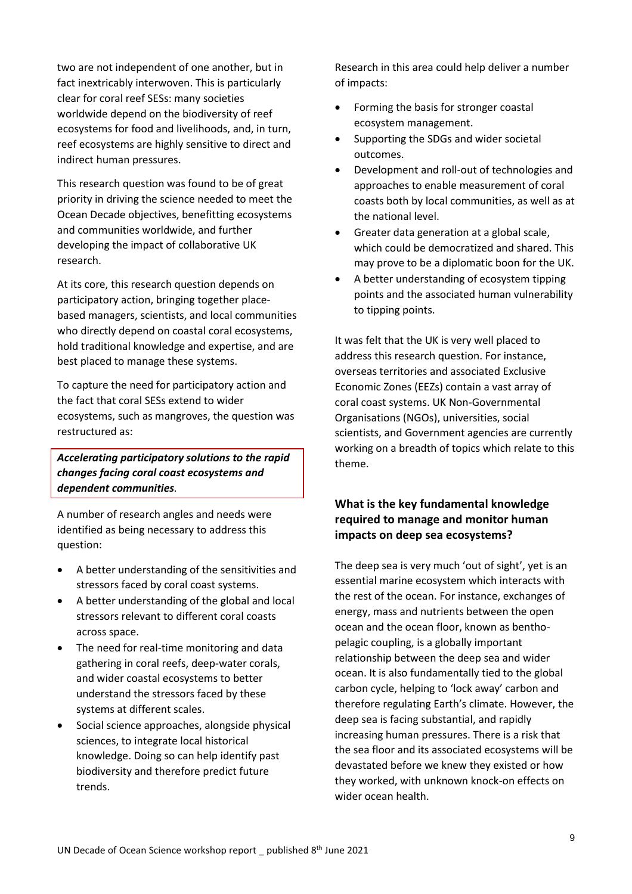two are not independent of one another, but in fact inextricably interwoven. This is particularly clear for coral reef SESs: many societies worldwide depend on the biodiversity of reef ecosystems for food and livelihoods, and, in turn, reef ecosystems are highly sensitive to direct and indirect human pressures.

This research question was found to be of great priority in driving the science needed to meet the Ocean Decade objectives, benefitting ecosystems and communities worldwide, and further developing the impact of collaborative UK research.

At its core, this research question depends on participatory action, bringing together place-based managers, scientists, and local communities who directly depend on coastal coral ecosystems, hold traditional knowledge and expertise, and are best placed to manage these systems.

To capture the need for participatory action and the fact that coral SESs extend to wider ecosystems, such as mangroves, the question was restructured as:

***Accelerating participatory solutions to the rapid changes facing coral coast ecosystems and dependent communities.***

A number of research angles and needs were identified as being necessary to address this question:

- A better understanding of the sensitivities and stressors faced by coral coast systems.
- A better understanding of the global and local stressors relevant to different coral coasts across space.
- The need for real-time monitoring and data gathering in coral reefs, deep-water corals, and wider coastal ecosystems to better understand the stressors faced by these systems at different scales.
- Social science approaches, alongside physical sciences, to integrate local historical knowledge. Doing so can help identify past biodiversity and therefore predict future trends.

Research in this area could help deliver a number of impacts:

- Forming the basis for stronger coastal ecosystem management.
- Supporting the SDGs and wider societal outcomes.
- Development and roll-out of technologies and approaches to enable measurement of coral coasts both by local communities, as well as at the national level.
- Greater data generation at a global scale, which could be democratized and shared. This may prove to be a diplomatic boon for the UK.
- A better understanding of ecosystem tipping points and the associated human vulnerability to tipping points.

It was felt that the UK is very well placed to address this research question. For instance, overseas territories and associated Exclusive Economic Zones (EEZs) contain a vast array of coral coast systems. UK Non-Governmental Organisations (NGOs), universities, social scientists, and Government agencies are currently working on a breadth of topics which relate to this theme.

### What is the key fundamental knowledge required to manage and monitor human impacts on deep sea ecosystems?

The deep sea is very much 'out of sight', yet is an essential marine ecosystem which interacts with the rest of the ocean. For instance, exchanges of energy, mass and nutrients between the open ocean and the ocean floor, known as bentho-pelagic coupling, is a globally important relationship between the deep sea and wider ocean. It is also fundamentally tied to the global carbon cycle, helping to 'lock away' carbon and therefore regulating Earth's climate. However, the deep sea is facing substantial, and rapidly increasing human pressures. There is a risk that the sea floor and its associated ecosystems will be devastated before we knew they existed or how they worked, with unknown knock-on effects on wider ocean health.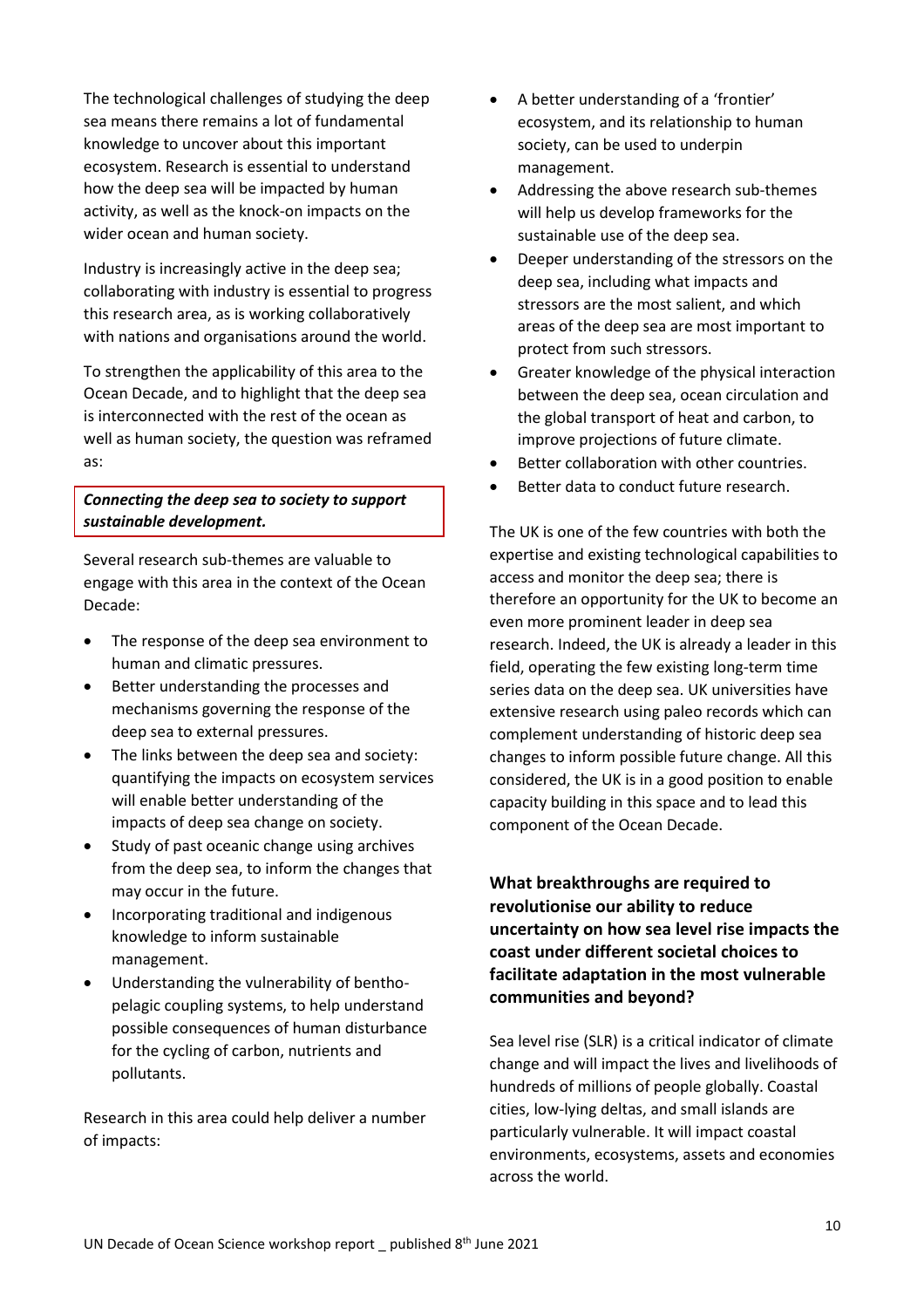The technological challenges of studying the deep sea means there remains a lot of fundamental knowledge to uncover about this important ecosystem. Research is essential to understand how the deep sea will be impacted by human activity, as well as the knock-on impacts on the wider ocean and human society.

Industry is increasingly active in the deep sea; collaborating with industry is essential to progress this research area, as is working collaboratively with nations and organisations around the world.

To strengthen the applicability of this area to the Ocean Decade, and to highlight that the deep sea is interconnected with the rest of the ocean as well as human society, the question was reframed as:

***Connecting the deep sea to society to support sustainable development.***

Several research sub-themes are valuable to engage with this area in the context of the Ocean Decade:

- The response of the deep sea environment to human and climatic pressures.
- Better understanding the processes and mechanisms governing the response of the deep sea to external pressures.
- The links between the deep sea and society: quantifying the impacts on ecosystem services will enable better understanding of the impacts of deep sea change on society.
- Study of past oceanic change using archives from the deep sea, to inform the changes that may occur in the future.
- Incorporating traditional and indigenous knowledge to inform sustainable management.
- Understanding the vulnerability of bentho-pelagic coupling systems, to help understand possible consequences of human disturbance for the cycling of carbon, nutrients and pollutants.

Research in this area could help deliver a number of impacts:

- A better understanding of a 'frontier' ecosystem, and its relationship to human society, can be used to underpin management.
- Addressing the above research sub-themes will help us develop frameworks for the sustainable use of the deep sea.
- Deeper understanding of the stressors on the deep sea, including what impacts and stressors are the most salient, and which areas of the deep sea are most important to protect from such stressors.
- Greater knowledge of the physical interaction between the deep sea, ocean circulation and the global transport of heat and carbon, to improve projections of future climate.
- Better collaboration with other countries.
- Better data to conduct future research.

The UK is one of the few countries with both the expertise and existing technological capabilities to access and monitor the deep sea; there is therefore an opportunity for the UK to become an even more prominent leader in deep sea research. Indeed, the UK is already a leader in this field, operating the few existing long-term time series data on the deep sea. UK universities have extensive research using paleo records which can complement understanding of historic deep sea changes to inform possible future change. All this considered, the UK is in a good position to enable capacity building in this space and to lead this component of the Ocean Decade.

### What breakthroughs are required to revolutionise our ability to reduce uncertainty on how sea level rise impacts the coast under different societal choices to facilitate adaptation in the most vulnerable communities and beyond?

Sea level rise (SLR) is a critical indicator of climate change and will impact the lives and livelihoods of hundreds of millions of people globally. Coastal cities, low-lying deltas, and small islands are particularly vulnerable. It will impact coastal environments, ecosystems, assets and economies across the world.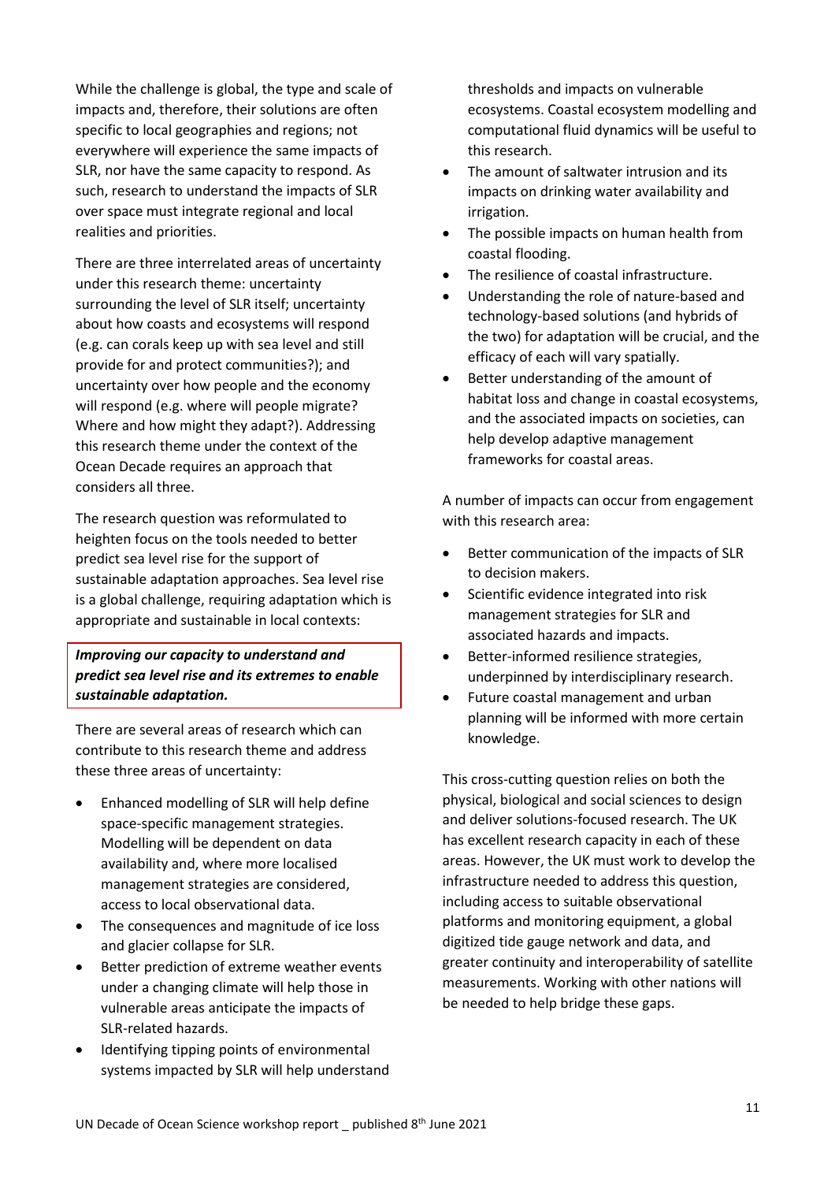While the challenge is global, the type and scale of impacts and, therefore, their solutions are often specific to local geographies and regions; not everywhere will experience the same impacts of SLR, nor have the same capacity to respond. As such, research to understand the impacts of SLR over space must integrate regional and local realities and priorities.

There are three interrelated areas of uncertainty under this research theme: uncertainty surrounding the level of SLR itself; uncertainty about how coasts and ecosystems will respond (e.g. can corals keep up with sea level and still provide for and protect communities?); and uncertainty over how people and the economy will respond (e.g. where will people migrate? Where and how might they adapt?). Addressing this research theme under the context of the Ocean Decade requires an approach that considers all three.

The research question was reformulated to heighten focus on the tools needed to better predict sea level rise for the support of sustainable adaptation approaches. Sea level rise is a global challenge, requiring adaptation which is appropriate and sustainable in local contexts:

***Improving our capacity to understand and predict sea level rise and its extremes to enable sustainable adaptation.***

There are several areas of research which can contribute to this research theme and address these three areas of uncertainty:

- Enhanced modelling of SLR will help define space-specific management strategies. Modelling will be dependent on data availability and, where more localised management strategies are considered, access to local observational data.
- The consequences and magnitude of ice loss and glacier collapse for SLR.
- Better prediction of extreme weather events under a changing climate will help those in vulnerable areas anticipate the impacts of SLR-related hazards.
- Identifying tipping points of environmental systems impacted by SLR will help understand thresholds and impacts on vulnerable ecosystems. Coastal ecosystem modelling and computational fluid dynamics will be useful to this research.
- The amount of saltwater intrusion and its impacts on drinking water availability and irrigation.
- The possible impacts on human health from coastal flooding.
- The resilience of coastal infrastructure.
- Understanding the role of nature-based and technology-based solutions (and hybrids of the two) for adaptation will be crucial, and the efficacy of each will vary spatially.
- Better understanding of the amount of habitat loss and change in coastal ecosystems, and the associated impacts on societies, can help develop adaptive management frameworks for coastal areas.

A number of impacts can occur from engagement with this research area:

- Better communication of the impacts of SLR to decision makers.
- Scientific evidence integrated into risk management strategies for SLR and associated hazards and impacts.
- Better-informed resilience strategies, underpinned by interdisciplinary research.
- Future coastal management and urban planning will be informed with more certain knowledge.

This cross-cutting question relies on both the physical, biological and social sciences to design and deliver solutions-focused research. The UK has excellent research capacity in each of these areas. However, the UK must work to develop the infrastructure needed to address this question, including access to suitable observational platforms and monitoring equipment, a global digitized tide gauge network and data, and greater continuity and interoperability of satellite measurements. Working with other nations will be needed to help bridge these gaps.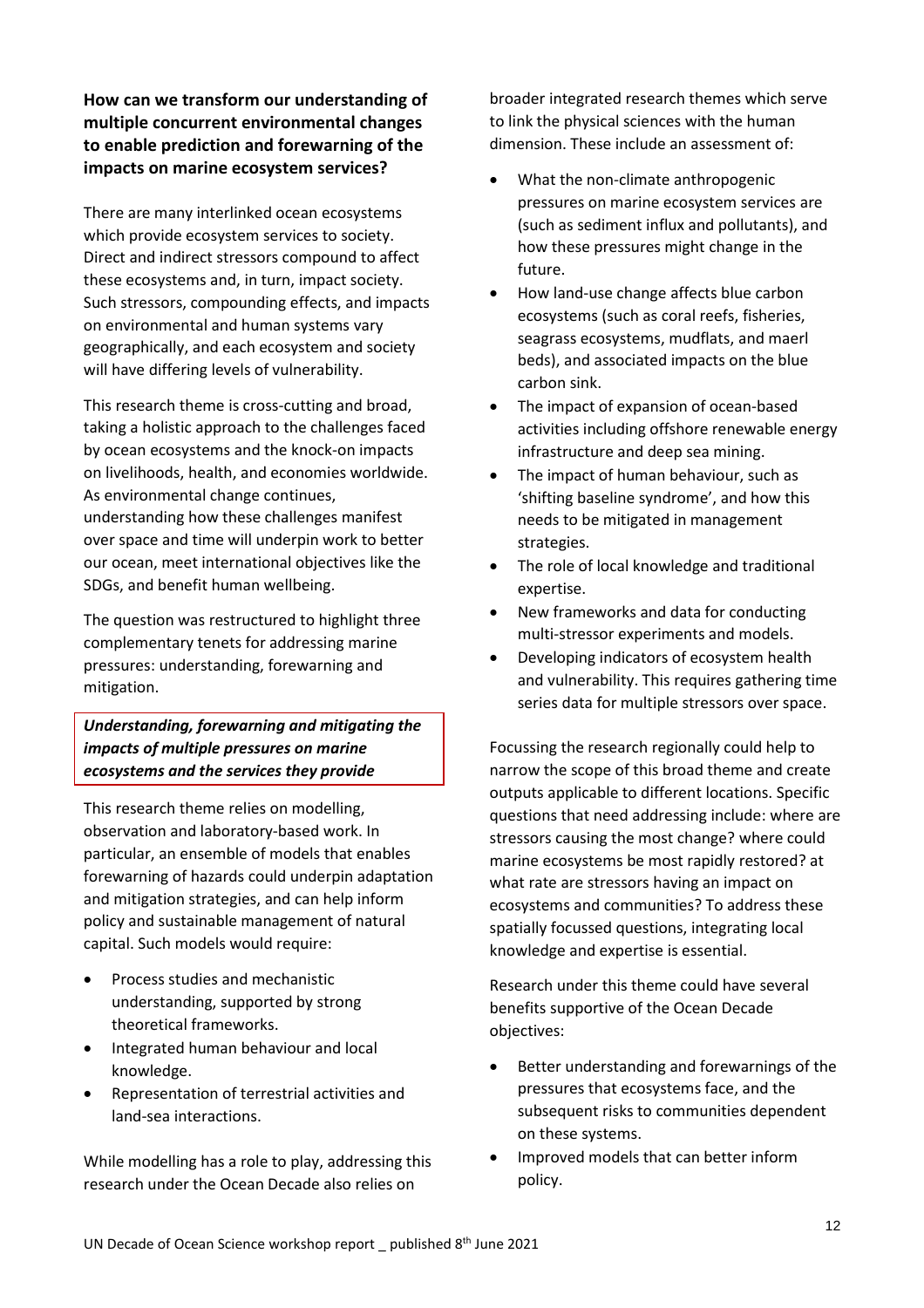**How can we transform our understanding of multiple concurrent environmental changes to enable prediction and forewarning of the impacts on marine ecosystem services?**

There are many interlinked ocean ecosystems which provide ecosystem services to society. Direct and indirect stressors compound to affect these ecosystems and, in turn, impact society. Such stressors, compounding effects, and impacts on environmental and human systems vary geographically, and each ecosystem and society will have differing levels of vulnerability.

This research theme is cross-cutting and broad, taking a holistic approach to the challenges faced by ocean ecosystems and the knock-on impacts on livelihoods, health, and economies worldwide. As environmental change continues, understanding how these challenges manifest over space and time will underpin work to better our ocean, meet international objectives like the SDGs, and benefit human wellbeing.

The question was restructured to highlight three complementary tenets for addressing marine pressures: understanding, forewarning and mitigation.

***Understanding, forewarning and mitigating the impacts of multiple pressures on marine ecosystems and the services they provide***

This research theme relies on modelling, observation and laboratory-based work. In particular, an ensemble of models that enables forewarning of hazards could underpin adaptation and mitigation strategies, and can help inform policy and sustainable management of natural capital. Such models would require:

- Process studies and mechanistic understanding, supported by strong theoretical frameworks.
- Integrated human behaviour and local knowledge.
- Representation of terrestrial activities and land-sea interactions.

While modelling has a role to play, addressing this research under the Ocean Decade also relies on broader integrated research themes which serve to link the physical sciences with the human dimension. These include an assessment of:

- What the non-climate anthropogenic pressures on marine ecosystem services are (such as sediment influx and pollutants), and how these pressures might change in the future.
- How land-use change affects blue carbon ecosystems (such as coral reefs, fisheries, seagrass ecosystems, mudflats, and maerl beds), and associated impacts on the blue carbon sink.
- The impact of expansion of ocean-based activities including offshore renewable energy infrastructure and deep sea mining.
- The impact of human behaviour, such as 'shifting baseline syndrome', and how this needs to be mitigated in management strategies.
- The role of local knowledge and traditional expertise.
- New frameworks and data for conducting multi-stressor experiments and models.
- Developing indicators of ecosystem health and vulnerability. This requires gathering time series data for multiple stressors over space.

Focussing the research regionally could help to narrow the scope of this broad theme and create outputs applicable to different locations. Specific questions that need addressing include: where are stressors causing the most change? where could marine ecosystems be most rapidly restored? at what rate are stressors having an impact on ecosystems and communities? To address these spatially focussed questions, integrating local knowledge and expertise is essential.

Research under this theme could have several benefits supportive of the Ocean Decade objectives:

- Better understanding and forewarnings of the pressures that ecosystems face, and the subsequent risks to communities dependent on these systems.
- Improved models that can better inform policy.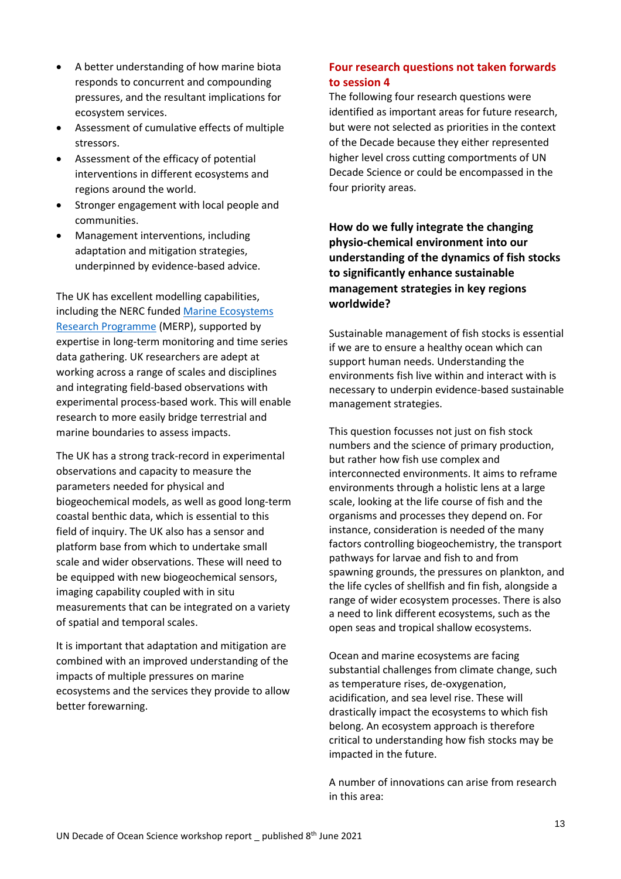- A better understanding of how marine biota responds to concurrent and compounding pressures, and the resultant implications for ecosystem services.
- Assessment of cumulative effects of multiple stressors.
- Assessment of the efficacy of potential interventions in different ecosystems and regions around the world.
- Stronger engagement with local people and communities.
- Management interventions, including adaptation and mitigation strategies, underpinned by evidence-based advice.

The UK has excellent modelling capabilities, including the NERC funded Marine Ecosystems Research Programme (MERP), supported by expertise in long-term monitoring and time series data gathering. UK researchers are adept at working across a range of scales and disciplines and integrating field-based observations with experimental process-based work. This will enable research to more easily bridge terrestrial and marine boundaries to assess impacts.

The UK has a strong track-record in experimental observations and capacity to measure the parameters needed for physical and biogeochemical models, as well as good long-term coastal benthic data, which is essential to this field of inquiry. The UK also has a sensor and platform base from which to undertake small scale and wider observations. These will need to be equipped with new biogeochemical sensors, imaging capability coupled with in situ measurements that can be integrated on a variety of spatial and temporal scales.

It is important that adaptation and mitigation are combined with an improved understanding of the impacts of multiple pressures on marine ecosystems and the services they provide to allow better forewarning.

## Four research questions not taken forwards to session 4

The following four research questions were identified as important areas for future research, but were not selected as priorities in the context of the Decade because they either represented higher level cross cutting comportments of UN Decade Science or could be encompassed in the four priority areas.

### How do we fully integrate the changing physio-chemical environment into our understanding of the dynamics of fish stocks to significantly enhance sustainable management strategies in key regions worldwide?

Sustainable management of fish stocks is essential if we are to ensure a healthy ocean which can support human needs. Understanding the environments fish live within and interact with is necessary to underpin evidence-based sustainable management strategies.

This question focusses not just on fish stock numbers and the science of primary production, but rather how fish use complex and interconnected environments. It aims to reframe environments through a holistic lens at a large scale, looking at the life course of fish and the organisms and processes they depend on. For instance, consideration is needed of the many factors controlling biogeochemistry, the transport pathways for larvae and fish to and from spawning grounds, the pressures on plankton, and the life cycles of shellfish and fin fish, alongside a range of wider ecosystem processes. There is also a need to link different ecosystems, such as the open seas and tropical shallow ecosystems.

Ocean and marine ecosystems are facing substantial challenges from climate change, such as temperature rises, de-oxygenation, acidification, and sea level rise. These will drastically impact the ecosystems to which fish belong. An ecosystem approach is therefore critical to understanding how fish stocks may be impacted in the future.

A number of innovations can arise from research in this area: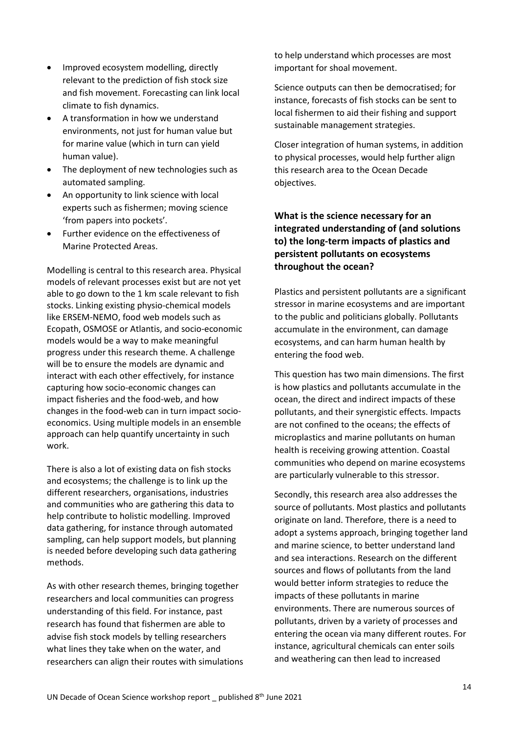- Improved ecosystem modelling, directly relevant to the prediction of fish stock size and fish movement. Forecasting can link local climate to fish dynamics.
- A transformation in how we understand environments, not just for human value but for marine value (which in turn can yield human value).
- The deployment of new technologies such as automated sampling.
- An opportunity to link science with local experts such as fishermen; moving science 'from papers into pockets'.
- Further evidence on the effectiveness of Marine Protected Areas.

Modelling is central to this research area. Physical models of relevant processes exist but are not yet able to go down to the 1 km scale relevant to fish stocks. Linking existing physio-chemical models like ERSEM-NEMO, food web models such as Ecopath, OSMOSE or Atlantis, and socio-economic models would be a way to make meaningful progress under this research theme. A challenge will be to ensure the models are dynamic and interact with each other effectively, for instance capturing how socio-economic changes can impact fisheries and the food-web, and how changes in the food-web can in turn impact socio-economics. Using multiple models in an ensemble approach can help quantify uncertainty in such work.

There is also a lot of existing data on fish stocks and ecosystems; the challenge is to link up the different researchers, organisations, industries and communities who are gathering this data to help contribute to holistic modelling. Improved data gathering, for instance through automated sampling, can help support models, but planning is needed before developing such data gathering methods.

As with other research themes, bringing together researchers and local communities can progress understanding of this field. For instance, past research has found that fishermen are able to advise fish stock models by telling researchers what lines they take when on the water, and researchers can align their routes with simulations to help understand which processes are most important for shoal movement.

Science outputs can then be democratised; for instance, forecasts of fish stocks can be sent to local fishermen to aid their fishing and support sustainable management strategies.

Closer integration of human systems, in addition to physical processes, would help further align this research area to the Ocean Decade objectives.

### What is the science necessary for an integrated understanding of (and solutions to) the long-term impacts of plastics and persistent pollutants on ecosystems throughout the ocean?

Plastics and persistent pollutants are a significant stressor in marine ecosystems and are important to the public and politicians globally. Pollutants accumulate in the environment, can damage ecosystems, and can harm human health by entering the food web.

This question has two main dimensions. The first is how plastics and pollutants accumulate in the ocean, the direct and indirect impacts of these pollutants, and their synergistic effects. Impacts are not confined to the oceans; the effects of microplastics and marine pollutants on human health is receiving growing attention. Coastal communities who depend on marine ecosystems are particularly vulnerable to this stressor.

Secondly, this research area also addresses the source of pollutants. Most plastics and pollutants originate on land. Therefore, there is a need to adopt a systems approach, bringing together land and marine science, to better understand land and sea interactions. Research on the different sources and flows of pollutants from the land would better inform strategies to reduce the impacts of these pollutants in marine environments. There are numerous sources of pollutants, driven by a variety of processes and entering the ocean via many different routes. For instance, agricultural chemicals can enter soils and weathering can then lead to increased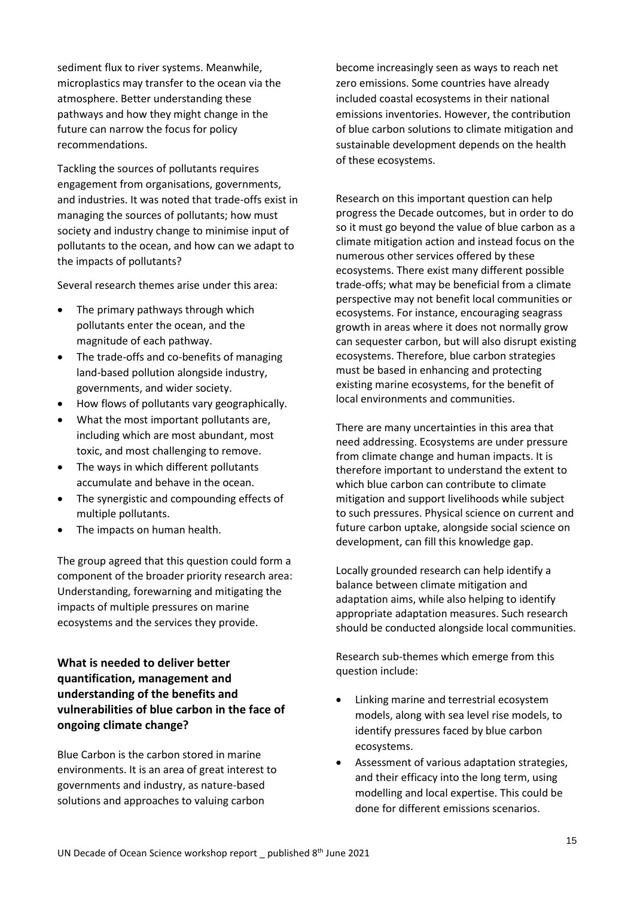sediment flux to river systems. Meanwhile, microplastics may transfer to the ocean via the atmosphere. Better understanding these pathways and how they might change in the future can narrow the focus for policy recommendations.

Tackling the sources of pollutants requires engagement from organisations, governments, and industries. It was noted that trade-offs exist in managing the sources of pollutants; how must society and industry change to minimise input of pollutants to the ocean, and how can we adapt to the impacts of pollutants?

Several research themes arise under this area:

- The primary pathways through which pollutants enter the ocean, and the magnitude of each pathway.
- The trade-offs and co-benefits of managing land-based pollution alongside industry, governments, and wider society.
- How flows of pollutants vary geographically.
- What the most important pollutants are, including which are most abundant, most toxic, and most challenging to remove.
- The ways in which different pollutants accumulate and behave in the ocean.
- The synergistic and compounding effects of multiple pollutants.
- The impacts on human health.

The group agreed that this question could form a component of the broader priority research area: Understanding, forewarning and mitigating the impacts of multiple pressures on marine ecosystems and the services they provide.

### What is needed to deliver better quantification, management and understanding of the benefits and vulnerabilities of blue carbon in the face of ongoing climate change?

Blue Carbon is the carbon stored in marine environments. It is an area of great interest to governments and industry, as nature-based solutions and approaches to valuing carbon become increasingly seen as ways to reach net zero emissions. Some countries have already included coastal ecosystems in their national emissions inventories. However, the contribution of blue carbon solutions to climate mitigation and sustainable development depends on the health of these ecosystems.

Research on this important question can help progress the Decade outcomes, but in order to do so it must go beyond the value of blue carbon as a climate mitigation action and instead focus on the numerous other services offered by these ecosystems. There exist many different possible trade-offs; what may be beneficial from a climate perspective may not benefit local communities or ecosystems. For instance, encouraging seagrass growth in areas where it does not normally grow can sequester carbon, but will also disrupt existing ecosystems. Therefore, blue carbon strategies must be based in enhancing and protecting existing marine ecosystems, for the benefit of local environments and communities.

There are many uncertainties in this area that need addressing. Ecosystems are under pressure from climate change and human impacts. It is therefore important to understand the extent to which blue carbon can contribute to climate mitigation and support livelihoods while subject to such pressures. Physical science on current and future carbon uptake, alongside social science on development, can fill this knowledge gap.

Locally grounded research can help identify a balance between climate mitigation and adaptation aims, while also helping to identify appropriate adaptation measures. Such research should be conducted alongside local communities.

Research sub-themes which emerge from this question include:

- Linking marine and terrestrial ecosystem models, along with sea level rise models, to identify pressures faced by blue carbon ecosystems.
- Assessment of various adaptation strategies, and their efficacy into the long term, using modelling and local expertise. This could be done for different emissions scenarios.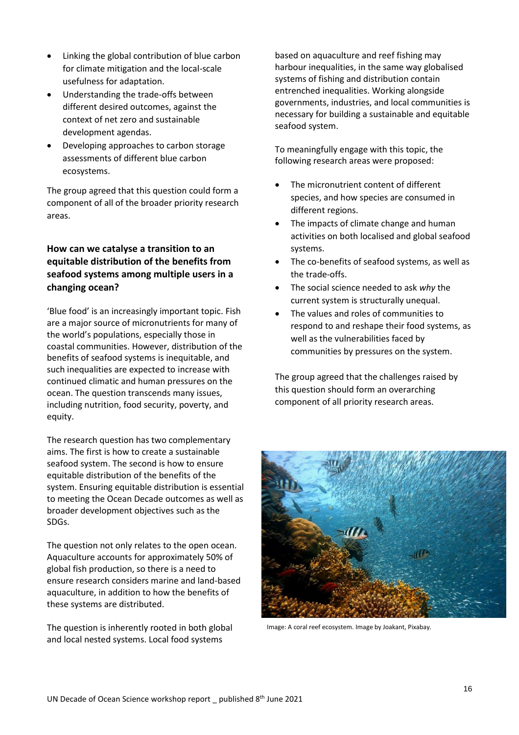- Linking the global contribution of blue carbon for climate mitigation and the local-scale usefulness for adaptation.
- Understanding the trade-offs between different desired outcomes, against the context of net zero and sustainable development agendas.
- Developing approaches to carbon storage assessments of different blue carbon ecosystems.

The group agreed that this question could form a component of all of the broader priority research areas.

### How can we catalyse a transition to an equitable distribution of the benefits from seafood systems among multiple users in a changing ocean?

'Blue food' is an increasingly important topic. Fish are a major source of micronutrients for many of the world's populations, especially those in coastal communities. However, distribution of the benefits of seafood systems is inequitable, and such inequalities are expected to increase with continued climatic and human pressures on the ocean. The question transcends many issues, including nutrition, food security, poverty, and equity.

The research question has two complementary aims. The first is how to create a sustainable seafood system. The second is how to ensure equitable distribution of the benefits of the system. Ensuring equitable distribution is essential to meeting the Ocean Decade outcomes as well as broader development objectives such as the SDGs.

The question not only relates to the open ocean. Aquaculture accounts for approximately 50% of global fish production, so there is a need to ensure research considers marine and land-based aquaculture, in addition to how the benefits of these systems are distributed.

The question is inherently rooted in both global and local nested systems. Local food systems based on aquaculture and reef fishing may harbour inequalities, in the same way globalised systems of fishing and distribution contain entrenched inequalities. Working alongside governments, industries, and local communities is necessary for building a sustainable and equitable seafood system.

To meaningfully engage with this topic, the following research areas were proposed:

- The micronutrient content of different species, and how species are consumed in different regions.
- The impacts of climate change and human activities on both localised and global seafood systems.
- The co-benefits of seafood systems, as well as the trade-offs.
- The social science needed to ask *why* the current system is structurally unequal.
- The values and roles of communities to respond to and reshape their food systems, as well as the vulnerabilities faced by communities by pressures on the system.

The group agreed that the challenges raised by this question should form an overarching component of all priority research areas.

Image: A coral reef ecosystem. Image by Joakant, Pixabay.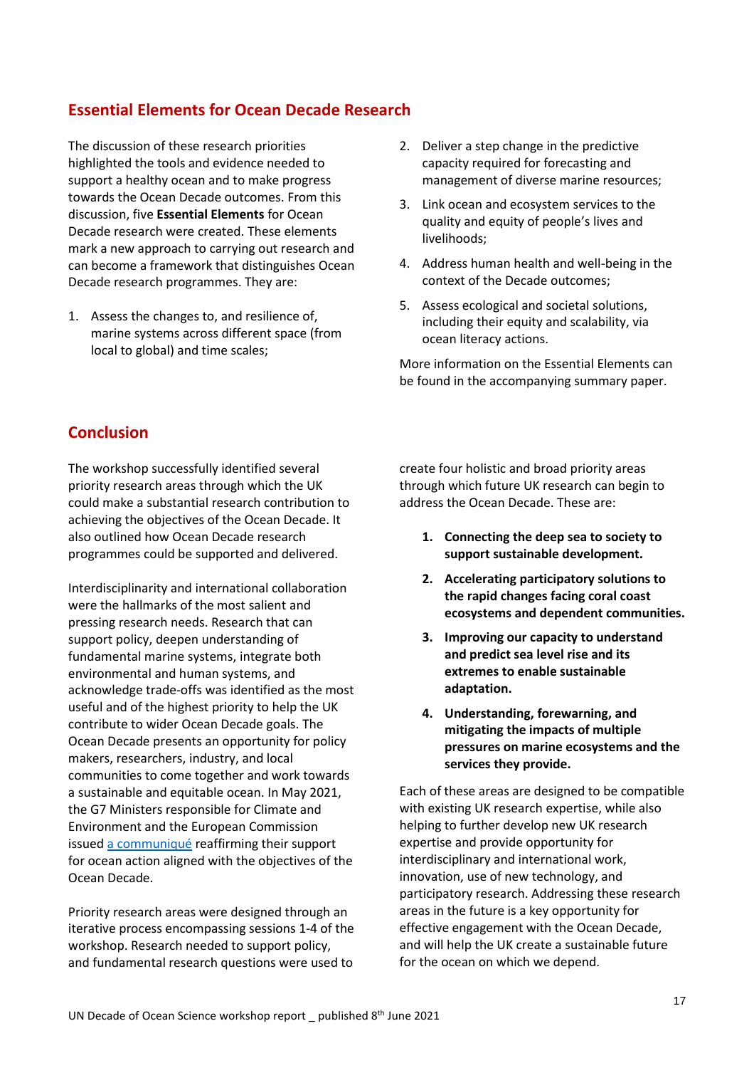## Essential Elements for Ocean Decade Research

The discussion of these research priorities highlighted the tools and evidence needed to support a healthy ocean and to make progress towards the Ocean Decade outcomes. From this discussion, five **Essential Elements** for Ocean Decade research were created. These elements mark a new approach to carrying out research and can become a framework that distinguishes Ocean Decade research programmes. They are:

1. Assess the changes to, and resilience of, marine systems across different space (from local to global) and time scales;
2. Deliver a step change in the predictive capacity required for forecasting and management of diverse marine resources;
3. Link ocean and ecosystem services to the quality and equity of people's lives and livelihoods;
4. Address human health and well-being in the context of the Decade outcomes;
5. Assess ecological and societal solutions, including their equity and scalability, via ocean literacy actions.

More information on the Essential Elements can be found in the accompanying summary paper.

## Conclusion

The workshop successfully identified several priority research areas through which the UK could make a substantial research contribution to achieving the objectives of the Ocean Decade. It also outlined how Ocean Decade research programmes could be supported and delivered.

Interdisciplinarity and international collaboration were the hallmarks of the most salient and pressing research needs. Research that can support policy, deepen understanding of fundamental marine systems, integrate both environmental and human systems, and acknowledge trade-offs was identified as the most useful and of the highest priority to help the UK contribute to wider Ocean Decade goals. The Ocean Decade presents an opportunity for policy makers, researchers, industry, and local communities to come together and work towards a sustainable and equitable ocean. In May 2021, the G7 Ministers responsible for Climate and Environment and the European Commission issued a communiqué reaffirming their support for ocean action aligned with the objectives of the Ocean Decade.

Priority research areas were designed through an iterative process encompassing sessions 1-4 of the workshop. Research needed to support policy, and fundamental research questions were used to create four holistic and broad priority areas through which future UK research can begin to address the Ocean Decade. These are:

1. **Connecting the deep sea to society to support sustainable development.**
2. **Accelerating participatory solutions to the rapid changes facing coral coast ecosystems and dependent communities.**
3. **Improving our capacity to understand and predict sea level rise and its extremes to enable sustainable adaptation.**
4. **Understanding, forewarning, and mitigating the impacts of multiple pressures on marine ecosystems and the services they provide.**

Each of these areas are designed to be compatible with existing UK research expertise, while also helping to further develop new UK research expertise and provide opportunity for interdisciplinary and international work, innovation, use of new technology, and participatory research. Addressing these research areas in the future is a key opportunity for effective engagement with the Ocean Decade, and will help the UK create a sustainable future for the ocean on which we depend.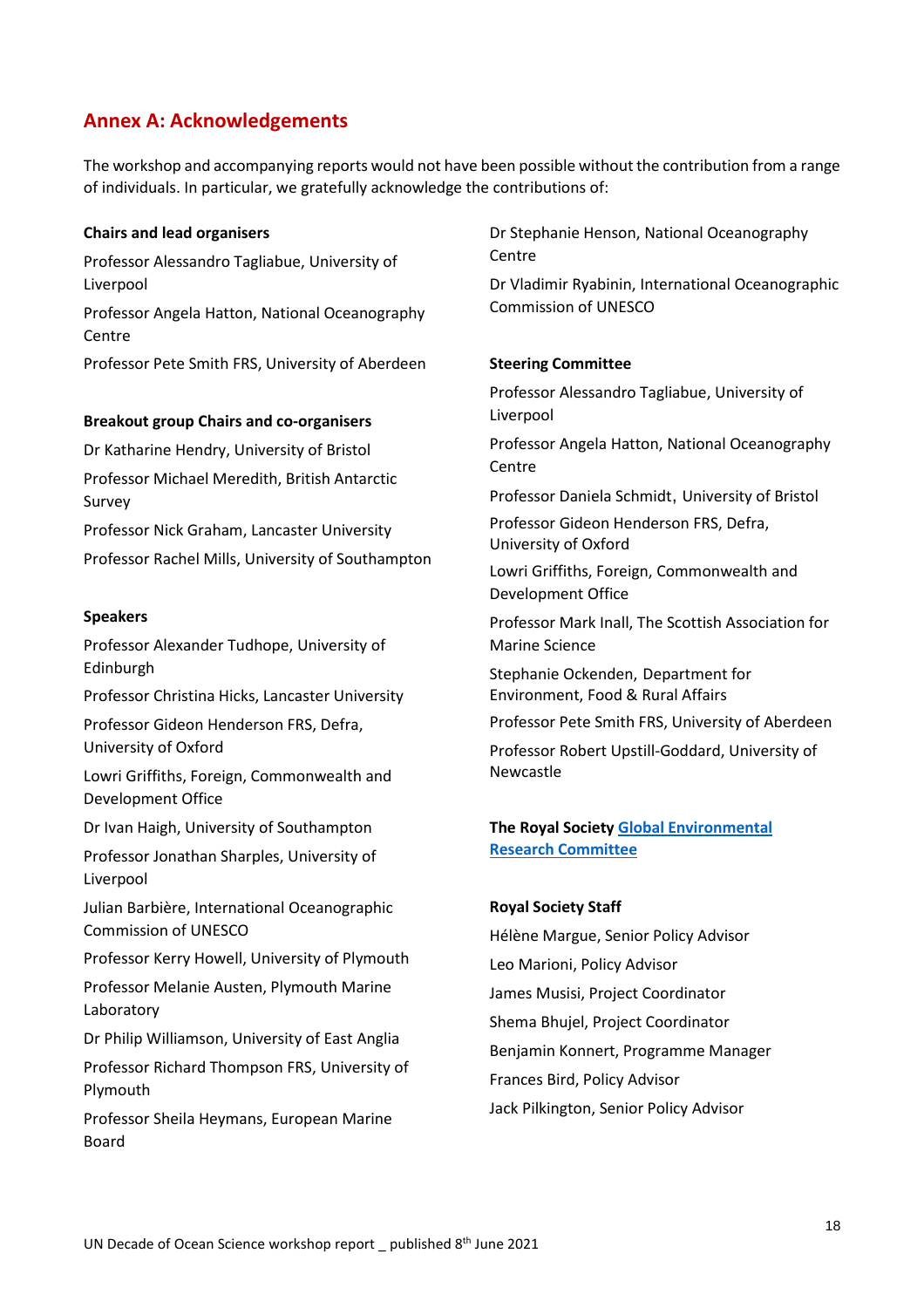## Annex A: Acknowledgements

The workshop and accompanying reports would not have been possible without the contribution from a range of individuals. In particular, we gratefully acknowledge the contributions of:

**Chairs and lead organisers**

Professor Alessandro Tagliabue, University of Liverpool

Professor Angela Hatton, National Oceanography Centre

Professor Pete Smith FRS, University of Aberdeen

**Breakout group Chairs and co-organisers**

Dr Katharine Hendry, University of Bristol

Professor Michael Meredith, British Antarctic Survey

Professor Nick Graham, Lancaster University

Professor Rachel Mills, University of Southampton

**Speakers**

Professor Alexander Tudhope, University of Edinburgh

Professor Christina Hicks, Lancaster University

Professor Gideon Henderson FRS, Defra, University of Oxford

Lowri Griffiths, Foreign, Commonwealth and Development Office

Dr Ivan Haigh, University of Southampton

Professor Jonathan Sharples, University of Liverpool

Julian Barbière, International Oceanographic Commission of UNESCO

Professor Kerry Howell, University of Plymouth

Professor Melanie Austen, Plymouth Marine Laboratory

Dr Philip Williamson, University of East Anglia

Professor Richard Thompson FRS, University of Plymouth

Professor Sheila Heymans, European Marine Board

Dr Stephanie Henson, National Oceanography Centre

Dr Vladimir Ryabinin, International Oceanographic Commission of UNESCO

**Steering Committee**

Professor Alessandro Tagliabue, University of Liverpool

Professor Angela Hatton, National Oceanography Centre

Professor Daniela Schmidt, University of Bristol

Professor Gideon Henderson FRS, Defra, University of Oxford

Lowri Griffiths, Foreign, Commonwealth and Development Office

Professor Mark Inall, The Scottish Association for Marine Science

Stephanie Ockenden, Department for Environment, Food & Rural Affairs

Professor Pete Smith FRS, University of Aberdeen

Professor Robert Upstill-Goddard, University of Newcastle

**The Royal Society [Global Environmental Research Committee]**

**Royal Society Staff**

Hélène Margue, Senior Policy Advisor

Leo Marioni, Policy Advisor

James Musisi, Project Coordinator

Shema Bhujel, Project Coordinator

Benjamin Konnert, Programme Manager

Frances Bird, Policy Advisor

Jack Pilkington, Senior Policy Advisor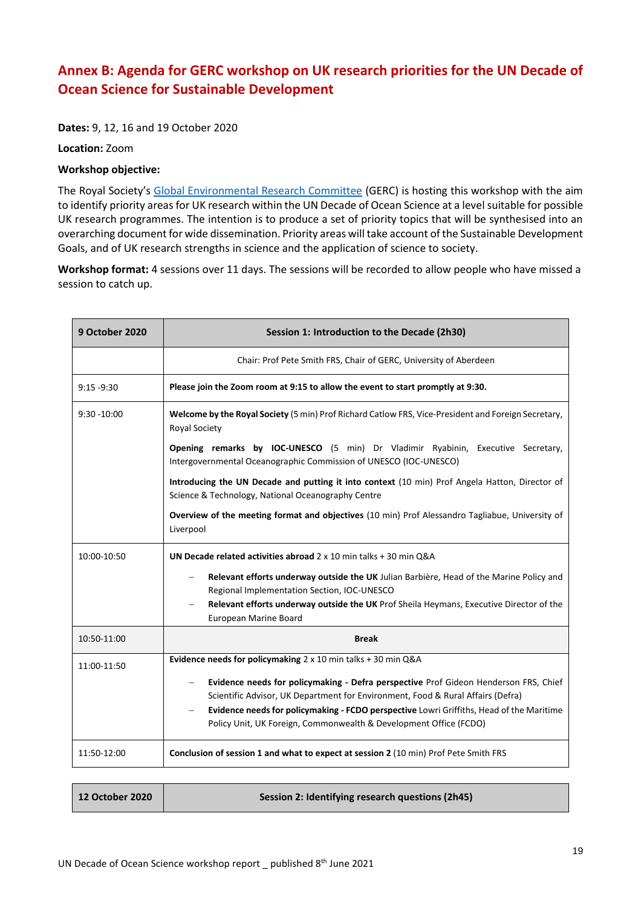## Annex B: Agenda for GERC workshop on UK research priorities for the UN Decade of Ocean Science for Sustainable Development

**Dates:** 9, 12, 16 and 19 October 2020

**Location:** Zoom

**Workshop objective:**

The Royal Society's Global Environmental Research Committee (GERC) is hosting this workshop with the aim to identify priority areas for UK research within the UN Decade of Ocean Science at a level suitable for possible UK research programmes. The intention is to produce a set of priority topics that will be synthesised into an overarching document for wide dissemination. Priority areas will take account of the Sustainable Development Goals, and of UK research strengths in science and the application of science to society.

**Workshop format:** 4 sessions over 11 days. The sessions will be recorded to allow people who have missed a session to catch up.

| **9 October 2020** | **Session 1: Introduction to the Decade (2h30)** |
|---|---|
| | Chair: Prof Pete Smith FRS, Chair of GERC, University of Aberdeen |
| 9:15 -9:30 | **Please join the Zoom room at 9:15 to allow the event to start promptly at 9:30.** |
| 9:30 -10:00 | **Welcome by the Royal Society** (5 min) Prof Richard Catlow FRS, Vice-President and Foreign Secretary, Royal Society<br><br>**Opening remarks by IOC-UNESCO** (5 min) Dr Vladimir Ryabinin, Executive Secretary, Intergovernmental Oceanographic Commission of UNESCO (IOC-UNESCO)<br><br>**Introducing the UN Decade and putting it into context** (10 min) Prof Angela Hatton, Director of Science & Technology, National Oceanography Centre<br><br>**Overview of the meeting format and objectives** (10 min) Prof Alessandro Tagliabue, University of Liverpool |
| 10:00-10:50 | **UN Decade related activities abroad** 2 x 10 min talks + 30 min Q&A<br>– **Relevant efforts underway outside the UK** Julian Barbière, Head of the Marine Policy and Regional Implementation Section, IOC-UNESCO<br>– **Relevant efforts underway outside the UK** Prof Sheila Heymans, Executive Director of the European Marine Board |
| 10:50-11:00 | **Break** |
| 11:00-11:50 | **Evidence needs for policymaking** 2 x 10 min talks + 30 min Q&A<br>– **Evidence needs for policymaking - Defra perspective** Prof Gideon Henderson FRS, Chief Scientific Advisor, UK Department for Environment, Food & Rural Affairs (Defra)<br>– **Evidence needs for policymaking - FCDO perspective** Lowri Griffiths, Head of the Maritime Policy Unit, UK Foreign, Commonwealth & Development Office (FCDO) |
| 11:50-12:00 | **Conclusion of session 1 and what to expect at session 2** (10 min) Prof Pete Smith FRS |

| **12 October 2020** | **Session 2: Identifying research questions (2h45)** |
|---|---|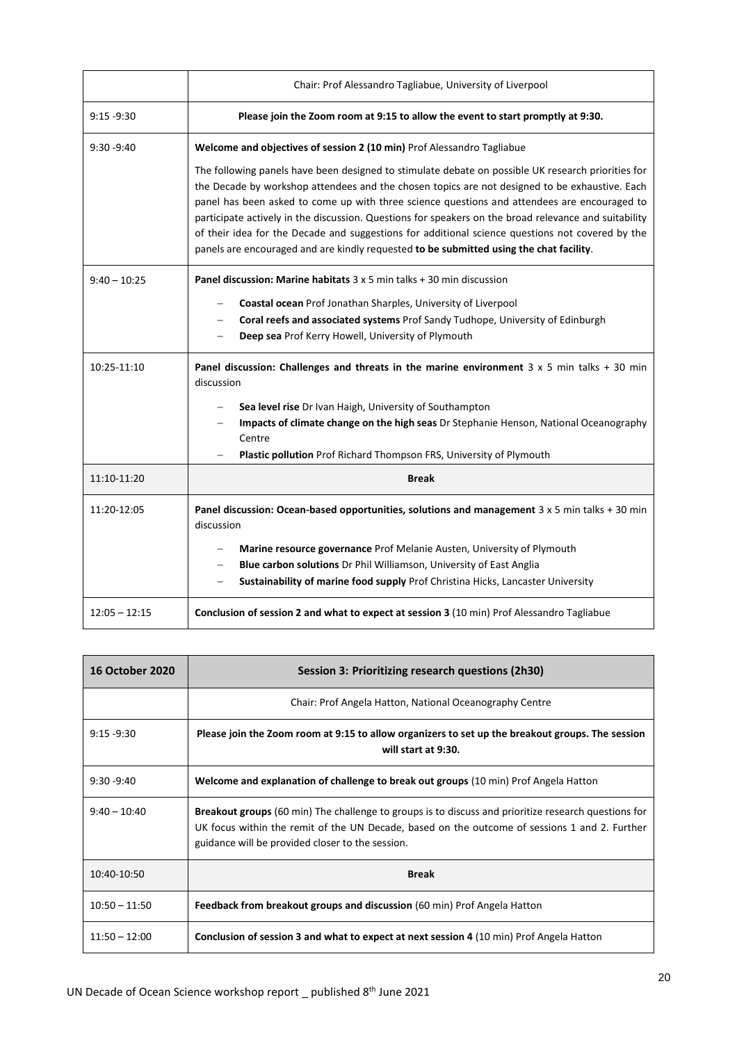| | Chair: Prof Alessandro Tagliabue, University of Liverpool |
|---|---|
| 9:15 -9:30 | **Please join the Zoom room at 9:15 to allow the event to start promptly at 9:30.** |
| 9:30 -9:40 | **Welcome and objectives of session 2 (10 min)** Prof Alessandro Tagliabue<br><br>The following panels have been designed to stimulate debate on possible UK research priorities for the Decade by workshop attendees and the chosen topics are not designed to be exhaustive. Each panel has been asked to come up with three science questions and attendees are encouraged to participate actively in the discussion. Questions for speakers on the broad relevance and suitability of their idea for the Decade and suggestions for additional science questions not covered by the panels are encouraged and are kindly requested **to be submitted using the chat facility**. |
| 9:40 – 10:25 | **Panel discussion: Marine habitats** 3 x 5 min talks + 30 min discussion<br>– **Coastal ocean** Prof Jonathan Sharples, University of Liverpool<br>– **Coral reefs and associated systems** Prof Sandy Tudhope, University of Edinburgh<br>– **Deep sea** Prof Kerry Howell, University of Plymouth |
| 10:25-11:10 | **Panel discussion: Challenges and threats in the marine environment** 3 x 5 min talks + 30 min discussion<br>– **Sea level rise** Dr Ivan Haigh, University of Southampton<br>– **Impacts of climate change on the high seas** Dr Stephanie Henson, National Oceanography Centre<br>– **Plastic pollution** Prof Richard Thompson FRS, University of Plymouth |
| 11:10-11:20 | **Break** |
| 11:20-12:05 | **Panel discussion: Ocean-based opportunities, solutions and management** 3 x 5 min talks + 30 min discussion<br>– **Marine resource governance** Prof Melanie Austen, University of Plymouth<br>– **Blue carbon solutions** Dr Phil Williamson, University of East Anglia<br>– **Sustainability of marine food supply** Prof Christina Hicks, Lancaster University |
| 12:05 – 12:15 | **Conclusion of session 2 and what to expect at session 3** (10 min) Prof Alessandro Tagliabue |

| **16 October 2020** | **Session 3: Prioritizing research questions (2h30)** |
|---|---|
| | Chair: Prof Angela Hatton, National Oceanography Centre |
| 9:15 -9:30 | **Please join the Zoom room at 9:15 to allow organizers to set up the breakout groups. The session will start at 9:30.** |
| 9:30 -9:40 | **Welcome and explanation of challenge to break out groups** (10 min) Prof Angela Hatton |
| 9:40 – 10:40 | **Breakout groups** (60 min) The challenge to groups is to discuss and prioritize research questions for UK focus within the remit of the UN Decade, based on the outcome of sessions 1 and 2. Further guidance will be provided closer to the session. |
| 10:40-10:50 | **Break** |
| 10:50 – 11:50 | **Feedback from breakout groups and discussion** (60 min) Prof Angela Hatton |
| 11:50 – 12:00 | **Conclusion of session 3 and what to expect at next session 4** (10 min) Prof Angela Hatton |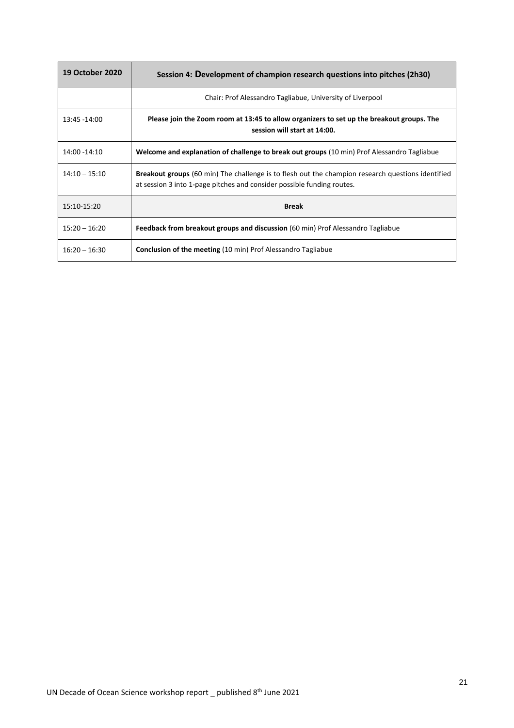| **19 October 2020** | **Session 4: Development of champion research questions into pitches (2h30)** |
| --- | --- |
| | Chair: Prof Alessandro Tagliabue, University of Liverpool |
| 13:45 -14:00 | **Please join the Zoom room at 13:45 to allow organizers to set up the breakout groups. The session will start at 14:00.** |
| 14:00 -14:10 | **Welcome and explanation of challenge to break out groups** (10 min) Prof Alessandro Tagliabue |
| 14:10 – 15:10 | **Breakout groups** (60 min) The challenge is to flesh out the champion research questions identified at session 3 into 1-page pitches and consider possible funding routes. |
| 15:10-15:20 | **Break** |
| 15:20 – 16:20 | **Feedback from breakout groups and discussion** (60 min) Prof Alessandro Tagliabue |
| 16:20 – 16:30 | **Conclusion of the meeting** (10 min) Prof Alessandro Tagliabue |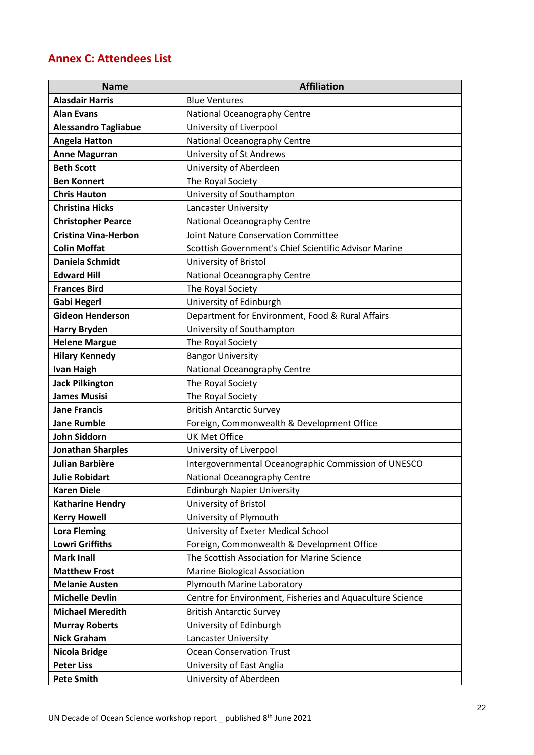## Annex C: Attendees List

| Name | Affiliation |
|---|---|
| **Alasdair Harris** | Blue Ventures |
| **Alan Evans** | National Oceanography Centre |
| **Alessandro Tagliabue** | University of Liverpool |
| **Angela Hatton** | National Oceanography Centre |
| **Anne Magurran** | University of St Andrews |
| **Beth Scott** | University of Aberdeen |
| **Ben Konnert** | The Royal Society |
| **Chris Hauton** | University of Southampton |
| **Christina Hicks** | Lancaster University |
| **Christopher Pearce** | National Oceanography Centre |
| **Cristina Vina-Herbon** | Joint Nature Conservation Committee |
| **Colin Moffat** | Scottish Government's Chief Scientific Advisor Marine |
| **Daniela Schmidt** | University of Bristol |
| **Edward Hill** | National Oceanography Centre |
| **Frances Bird** | The Royal Society |
| **Gabi Hegerl** | University of Edinburgh |
| **Gideon Henderson** | Department for Environment, Food & Rural Affairs |
| **Harry Bryden** | University of Southampton |
| **Helene Margue** | The Royal Society |
| **Hilary Kennedy** | Bangor University |
| **Ivan Haigh** | National Oceanography Centre |
| **Jack Pilkington** | The Royal Society |
| **James Musisi** | The Royal Society |
| **Jane Francis** | British Antarctic Survey |
| **Jane Rumble** | Foreign, Commonwealth & Development Office |
| **John Siddorn** | UK Met Office |
| **Jonathan Sharples** | University of Liverpool |
| **Julian Barbière** | Intergovernmental Oceanographic Commission of UNESCO |
| **Julie Robidart** | National Oceanography Centre |
| **Karen Diele** | Edinburgh Napier University |
| **Katharine Hendry** | University of Bristol |
| **Kerry Howell** | University of Plymouth |
| **Lora Fleming** | University of Exeter Medical School |
| **Lowri Griffiths** | Foreign, Commonwealth & Development Office |
| **Mark Inall** | The Scottish Association for Marine Science |
| **Matthew Frost** | Marine Biological Association |
| **Melanie Austen** | Plymouth Marine Laboratory |
| **Michelle Devlin** | Centre for Environment, Fisheries and Aquaculture Science |
| **Michael Meredith** | British Antarctic Survey |
| **Murray Roberts** | University of Edinburgh |
| **Nick Graham** | Lancaster University |
| **Nicola Bridge** | Ocean Conservation Trust |
| **Peter Liss** | University of East Anglia |
| **Pete Smith** | University of Aberdeen |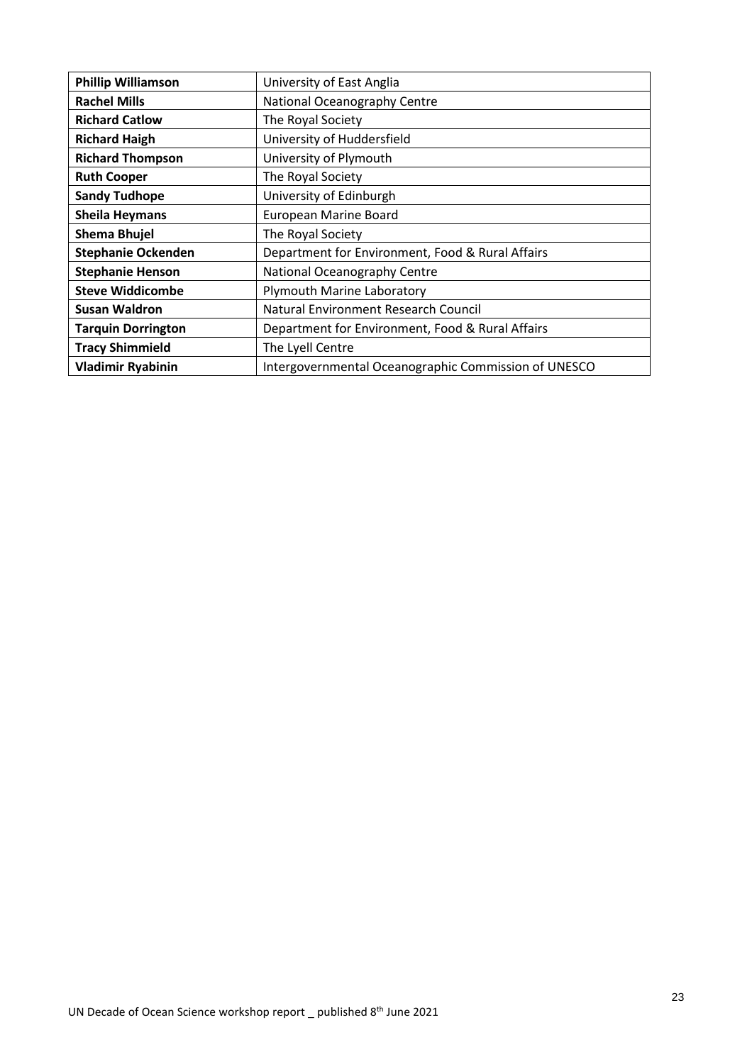| **Phillip Williamson** | University of East Anglia |
| --- | --- |
| **Rachel Mills** | National Oceanography Centre |
| **Richard Catlow** | The Royal Society |
| **Richard Haigh** | University of Huddersfield |
| **Richard Thompson** | University of Plymouth |
| **Ruth Cooper** | The Royal Society |
| **Sandy Tudhope** | University of Edinburgh |
| **Sheila Heymans** | European Marine Board |
| **Shema Bhujel** | The Royal Society |
| **Stephanie Ockenden** | Department for Environment, Food & Rural Affairs |
| **Stephanie Henson** | National Oceanography Centre |
| **Steve Widdicombe** | Plymouth Marine Laboratory |
| **Susan Waldron** | Natural Environment Research Council |
| **Tarquin Dorrington** | Department for Environment, Food & Rural Affairs |
| **Tracy Shimmield** | The Lyell Centre |
| **Vladimir Ryabinin** | Intergovernmental Oceanographic Commission of UNESCO |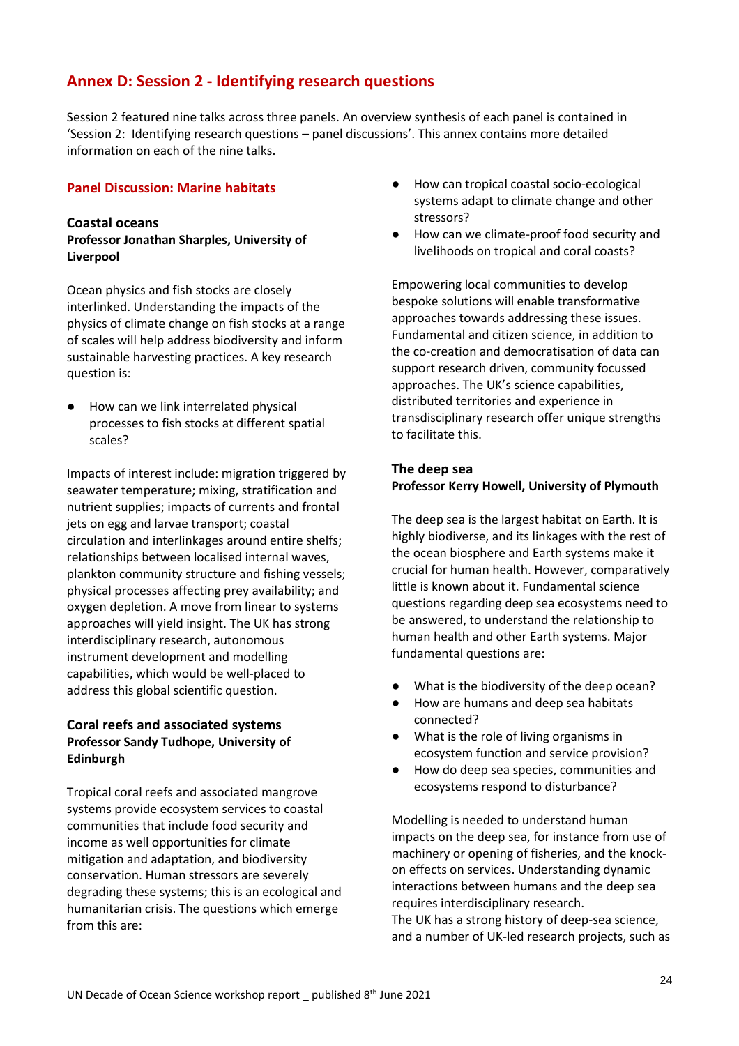# Annex D: Session 2 - Identifying research questions

Session 2 featured nine talks across three panels. An overview synthesis of each panel is contained in 'Session 2: Identifying research questions – panel discussions'. This annex contains more detailed information on each of the nine talks.

## Panel Discussion: Marine habitats

### Coastal oceans

**Professor Jonathan Sharples, University of Liverpool**

Ocean physics and fish stocks are closely interlinked. Understanding the impacts of the physics of climate change on fish stocks at a range of scales will help address biodiversity and inform sustainable harvesting practices. A key research question is:

- How can we link interrelated physical processes to fish stocks at different spatial scales?

Impacts of interest include: migration triggered by seawater temperature; mixing, stratification and nutrient supplies; impacts of currents and frontal jets on egg and larvae transport; coastal circulation and interlinkages around entire shelfs; relationships between localised internal waves, plankton community structure and fishing vessels; physical processes affecting prey availability; and oxygen depletion. A move from linear to systems approaches will yield insight. The UK has strong interdisciplinary research, autonomous instrument development and modelling capabilities, which would be well-placed to address this global scientific question.

### Coral reefs and associated systems

**Professor Sandy Tudhope, University of Edinburgh**

Tropical coral reefs and associated mangrove systems provide ecosystem services to coastal communities that include food security and income as well opportunities for climate mitigation and adaptation, and biodiversity conservation. Human stressors are severely degrading these systems; this is an ecological and humanitarian crisis. The questions which emerge from this are:

- How can tropical coastal socio-ecological systems adapt to climate change and other stressors?
- How can we climate-proof food security and livelihoods on tropical and coral coasts?

Empowering local communities to develop bespoke solutions will enable transformative approaches towards addressing these issues. Fundamental and citizen science, in addition to the co-creation and democratisation of data can support research driven, community focussed approaches. The UK's science capabilities, distributed territories and experience in transdisciplinary research offer unique strengths to facilitate this.

### The deep sea

**Professor Kerry Howell, University of Plymouth**

The deep sea is the largest habitat on Earth. It is highly biodiverse, and its linkages with the rest of the ocean biosphere and Earth systems make it crucial for human health. However, comparatively little is known about it. Fundamental science questions regarding deep sea ecosystems need to be answered, to understand the relationship to human health and other Earth systems. Major fundamental questions are:

- What is the biodiversity of the deep ocean?
- How are humans and deep sea habitats connected?
- What is the role of living organisms in ecosystem function and service provision?
- How do deep sea species, communities and ecosystems respond to disturbance?

Modelling is needed to understand human impacts on the deep sea, for instance from use of machinery or opening of fisheries, and the knock-on effects on services. Understanding dynamic interactions between humans and the deep sea requires interdisciplinary research.
The UK has a strong history of deep-sea science, and a number of UK-led research projects, such as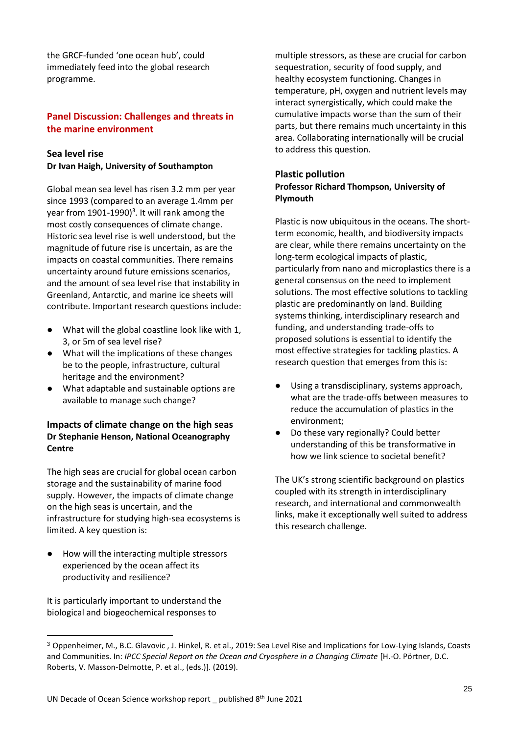the GRCF-funded 'one ocean hub', could immediately feed into the global research programme.

## Panel Discussion: Challenges and threats in the marine environment

### Sea level rise

**Dr Ivan Haigh, University of Southampton**

Global mean sea level has risen 3.2 mm per year since 1993 (compared to an average 1.4mm per year from 1901-1990)[3]. It will rank among the most costly consequences of climate change. Historic sea level rise is well understood, but the magnitude of future rise is uncertain, as are the impacts on coastal communities. There remains uncertainty around future emissions scenarios, and the amount of sea level rise that instability in Greenland, Antarctic, and marine ice sheets will contribute. Important research questions include:

- What will the global coastline look like with 1, 3, or 5m of sea level rise?
- What will the implications of these changes be to the people, infrastructure, cultural heritage and the environment?
- What adaptable and sustainable options are available to manage such change?

### Impacts of climate change on the high seas

**Dr Stephanie Henson, National Oceanography Centre**

The high seas are crucial for global ocean carbon storage and the sustainability of marine food supply. However, the impacts of climate change on the high seas is uncertain, and the infrastructure for studying high-sea ecosystems is limited. A key question is:

- How will the interacting multiple stressors experienced by the ocean affect its productivity and resilience?

It is particularly important to understand the biological and biogeochemical responses to multiple stressors, as these are crucial for carbon sequestration, security of food supply, and healthy ecosystem functioning. Changes in temperature, pH, oxygen and nutrient levels may interact synergistically, which could make the cumulative impacts worse than the sum of their parts, but there remains much uncertainty in this area. Collaborating internationally will be crucial to address this question.

### Plastic pollution

**Professor Richard Thompson, University of Plymouth**

Plastic is now ubiquitous in the oceans. The short-term economic, health, and biodiversity impacts are clear, while there remains uncertainty on the long-term ecological impacts of plastic, particularly from nano and microplastics there is a general consensus on the need to implement solutions. The most effective solutions to tackling plastic are predominantly on land. Building systems thinking, interdisciplinary research and funding, and understanding trade-offs to proposed solutions is essential to identify the most effective strategies for tackling plastics. A research question that emerges from this is:

- Using a transdisciplinary, systems approach, what are the trade-offs between measures to reduce the accumulation of plastics in the environment;
- Do these vary regionally? Could better understanding of this be transformative in how we link science to societal benefit?

The UK's strong scientific background on plastics coupled with its strength in interdisciplinary research, and international and commonwealth links, make it exceptionally well suited to address this research challenge.

---

[3] Oppenheimer, M., B.C. Glavovic , J. Hinkel, R. et al., 2019: Sea Level Rise and Implications for Low-Lying Islands, Coasts and Communities. In: *IPCC Special Report on the Ocean and Cryosphere in a Changing Climate* [H.-O. Pörtner, D.C. Roberts, V. Masson-Delmotte, P. et al., (eds.)]. (2019).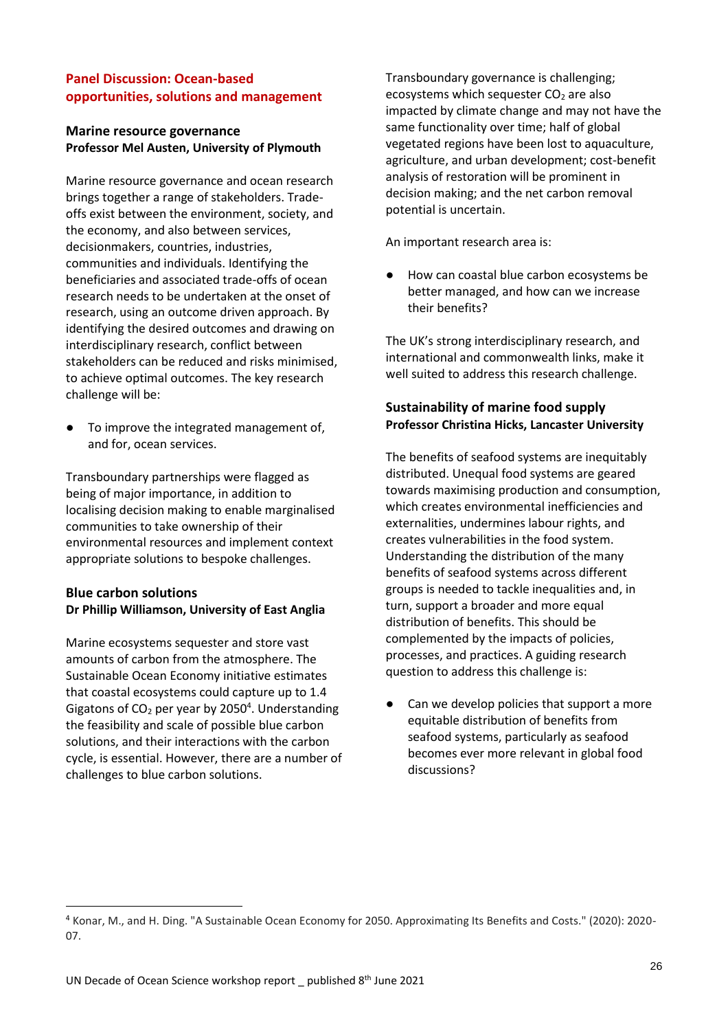## Panel Discussion: Ocean-based opportunities, solutions and management

### Marine resource governance

**Professor Mel Austen, University of Plymouth**

Marine resource governance and ocean research brings together a range of stakeholders. Trade-offs exist between the environment, society, and the economy, and also between services, decisionmakers, countries, industries, communities and individuals. Identifying the beneficiaries and associated trade-offs of ocean research needs to be undertaken at the onset of research, using an outcome driven approach. By identifying the desired outcomes and drawing on interdisciplinary research, conflict between stakeholders can be reduced and risks minimised, to achieve optimal outcomes. The key research challenge will be:

- To improve the integrated management of, and for, ocean services.

Transboundary partnerships were flagged as being of major importance, in addition to localising decision making to enable marginalised communities to take ownership of their environmental resources and implement context appropriate solutions to bespoke challenges.

### Blue carbon solutions

**Dr Phillip Williamson, University of East Anglia**

Marine ecosystems sequester and store vast amounts of carbon from the atmosphere. The Sustainable Ocean Economy initiative estimates that coastal ecosystems could capture up to 1.4 Gigatons of $CO_2$ per year by 2050[4]. Understanding the feasibility and scale of possible blue carbon solutions, and their interactions with the carbon cycle, is essential. However, there are a number of challenges to blue carbon solutions.

Transboundary governance is challenging; ecosystems which sequester $CO_2$ are also impacted by climate change and may not have the same functionality over time; half of global vegetated regions have been lost to aquaculture, agriculture, and urban development; cost-benefit analysis of restoration will be prominent in decision making; and the net carbon removal potential is uncertain.

An important research area is:

- How can coastal blue carbon ecosystems be better managed, and how can we increase their benefits?

The UK's strong interdisciplinary research, and international and commonwealth links, make it well suited to address this research challenge.

### Sustainability of marine food supply

**Professor Christina Hicks, Lancaster University**

The benefits of seafood systems are inequitably distributed. Unequal food systems are geared towards maximising production and consumption, which creates environmental inefficiencies and externalities, undermines labour rights, and creates vulnerabilities in the food system. Understanding the distribution of the many benefits of seafood systems across different groups is needed to tackle inequalities and, in turn, support a broader and more equal distribution of benefits. This should be complemented by the impacts of policies, processes, and practices. A guiding research question to address this challenge is:

- Can we develop policies that support a more equitable distribution of benefits from seafood systems, particularly as seafood becomes ever more relevant in global food discussions?

---

[4] Konar, M., and H. Ding. "A Sustainable Ocean Economy for 2050. Approximating Its Benefits and Costs." (2020): 2020-07.